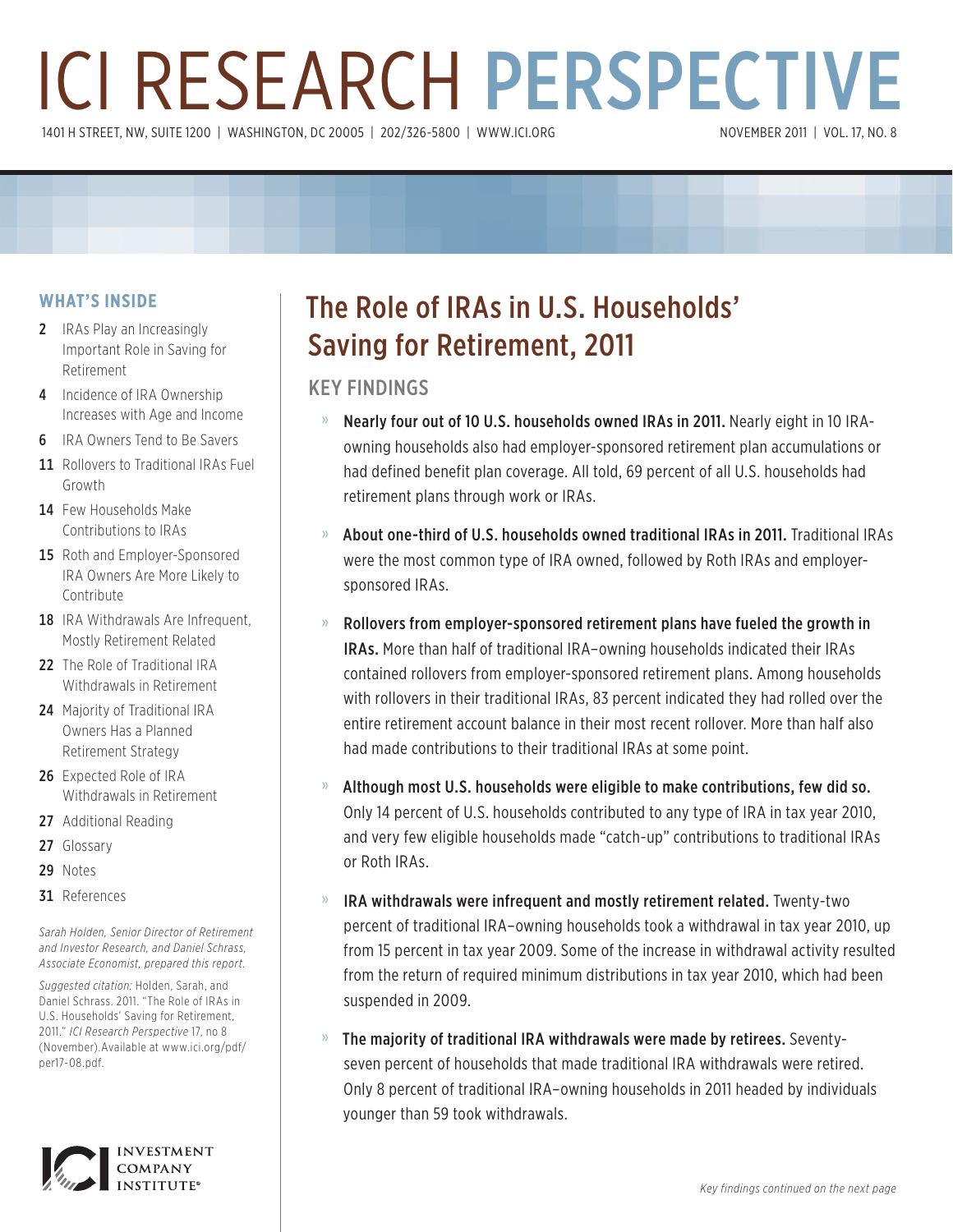# ICI RESEARCH PERSPECTIVE

1401 H STREET, NW, SUITE 1200 | WASHINGTON, DC 20005 | 202/326-5800 | WWW.ICI.ORG

NOVEMBER 2011 | VOL. 17, NO. 8

## The Role of IRAs in U.S. Households' Saving for Retirement, 2011

### KEY FINDINGS

- **Nearly four out of 10 U.S. households owned IRAs in 2011.** Nearly eight in 10 IRA-owning households also had employer-sponsored retirement plan accumulations or had defined benefit plan coverage. All told, 69 percent of all U.S. households had retirement plans through work or IRAs.
- **About one-third of U.S. households owned traditional IRAs in 2011.** Traditional IRAs were the most common type of IRA owned, followed by Roth IRAs and employer-sponsored IRAs.
- **Rollovers from employer-sponsored retirement plans have fueled the growth in IRAs.** More than half of traditional IRA–owning households indicated their IRAs contained rollovers from employer-sponsored retirement plans. Among households with rollovers in their traditional IRAs, 83 percent indicated they had rolled over the entire retirement account balance in their most recent rollover. More than half also had made contributions to their traditional IRAs at some point.
- **Although most U.S. households were eligible to make contributions, few did so.** Only 14 percent of U.S. households contributed to any type of IRA in tax year 2010, and very few eligible households made "catch-up" contributions to traditional IRAs or Roth IRAs.
- **IRA withdrawals were infrequent and mostly retirement related.** Twenty-two percent of traditional IRA–owning households took a withdrawal in tax year 2010, up from 15 percent in tax year 2009. Some of the increase in withdrawal activity resulted from the return of required minimum distributions in tax year 2010, which had been suspended in 2009.
- **The majority of traditional IRA withdrawals were made by retirees.** Seventy-seven percent of households that made traditional IRA withdrawals were retired. Only 8 percent of traditional IRA–owning households in 2011 headed by individuals younger than 59 took withdrawals.

*Key findings continued on the next page*

### WHAT'S INSIDE

- 2 IRAs Play an Increasingly Important Role in Saving for Retirement
- 4 Incidence of IRA Ownership Increases with Age and Income
- 6 IRA Owners Tend to Be Savers
- 11 Rollovers to Traditional IRAs Fuel Growth
- 14 Few Households Make Contributions to IRAs
- 15 Roth and Employer-Sponsored IRA Owners Are More Likely to Contribute
- 18 IRA Withdrawals Are Infrequent, Mostly Retirement Related
- 22 The Role of Traditional IRA Withdrawals in Retirement
- 24 Majority of Traditional IRA Owners Has a Planned Retirement Strategy
- 26 Expected Role of IRA Withdrawals in Retirement
- 27 Additional Reading
- 27 Glossary
- 29 Notes
- 31 References

*Sarah Holden, Senior Director of Retirement and Investor Research, and Daniel Schrass, Associate Economist, prepared this report.*

*Suggested citation:* Holden, Sarah, and Daniel Schrass. 2011. "The Role of IRAs in U.S. Households' Saving for Retirement, 2011." *ICI Research Perspective* 17, no 8 (November).Available at www.ici.org/pdf/per17-08.pdf.

INVESTMENT COMPANY INSTITUTE®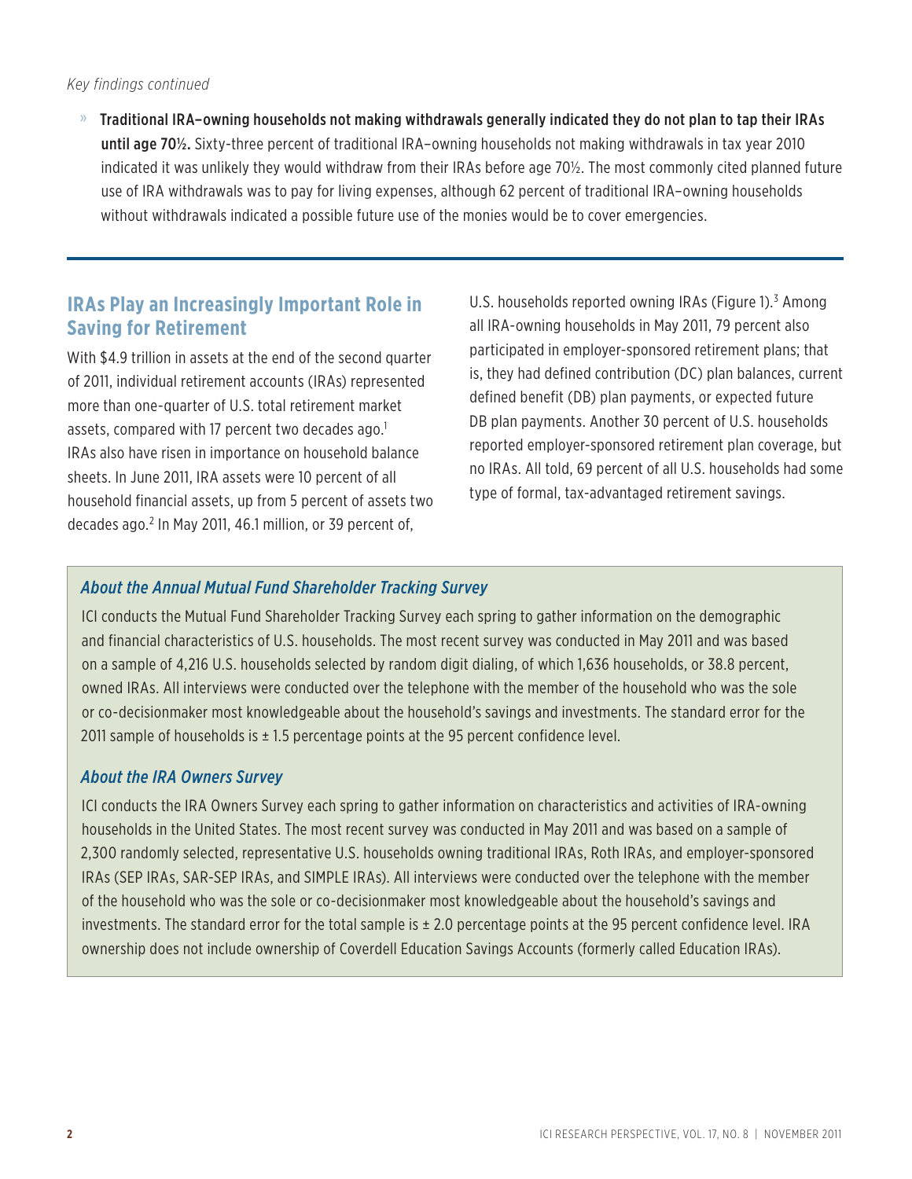*Key findings continued*

» **Traditional IRA–owning households not making withdrawals generally indicated they do not plan to tap their IRAs until age 70½.** Sixty-three percent of traditional IRA–owning households not making withdrawals in tax year 2010 indicated it was unlikely they would withdraw from their IRAs before age 70½. The most commonly cited planned future use of IRA withdrawals was to pay for living expenses, although 62 percent of traditional IRA–owning households without withdrawals indicated a possible future use of the monies would be to cover emergencies.

## IRAs Play an Increasingly Important Role in Saving for Retirement

With $4.9 trillion in assets at the end of the second quarter of 2011, individual retirement accounts (IRAs) represented more than one-quarter of U.S. total retirement market assets, compared with 17 percent two decades ago.[1] IRAs also have risen in importance on household balance sheets. In June 2011, IRA assets were 10 percent of all household financial assets, up from 5 percent of assets two decades ago.[2] In May 2011, 46.1 million, or 39 percent of, U.S. households reported owning IRAs (Figure 1).[3] Among all IRA-owning households in May 2011, 79 percent also participated in employer-sponsored retirement plans; that is, they had defined contribution (DC) plan balances, current defined benefit (DB) plan payments, or expected future DB plan payments. Another 30 percent of U.S. households reported employer-sponsored retirement plan coverage, but no IRAs. All told, 69 percent of all U.S. households had some type of formal, tax-advantaged retirement savings.

### *About the Annual Mutual Fund Shareholder Tracking Survey*

ICI conducts the Mutual Fund Shareholder Tracking Survey each spring to gather information on the demographic and financial characteristics of U.S. households. The most recent survey was conducted in May 2011 and was based on a sample of 4,216 U.S. households selected by random digit dialing, of which 1,636 households, or 38.8 percent, owned IRAs. All interviews were conducted over the telephone with the member of the household who was the sole or co-decisionmaker most knowledgeable about the household's savings and investments. The standard error for the 2011 sample of households is ± 1.5 percentage points at the 95 percent confidence level.

### *About the IRA Owners Survey*

ICI conducts the IRA Owners Survey each spring to gather information on characteristics and activities of IRA-owning households in the United States. The most recent survey was conducted in May 2011 and was based on a sample of 2,300 randomly selected, representative U.S. households owning traditional IRAs, Roth IRAs, and employer-sponsored IRAs (SEP IRAs, SAR-SEP IRAs, and SIMPLE IRAs). All interviews were conducted over the telephone with the member of the household who was the sole or co-decisionmaker most knowledgeable about the household's savings and investments. The standard error for the total sample is ± 2.0 percentage points at the 95 percent confidence level. IRA ownership does not include ownership of Coverdell Education Savings Accounts (formerly called Education IRAs).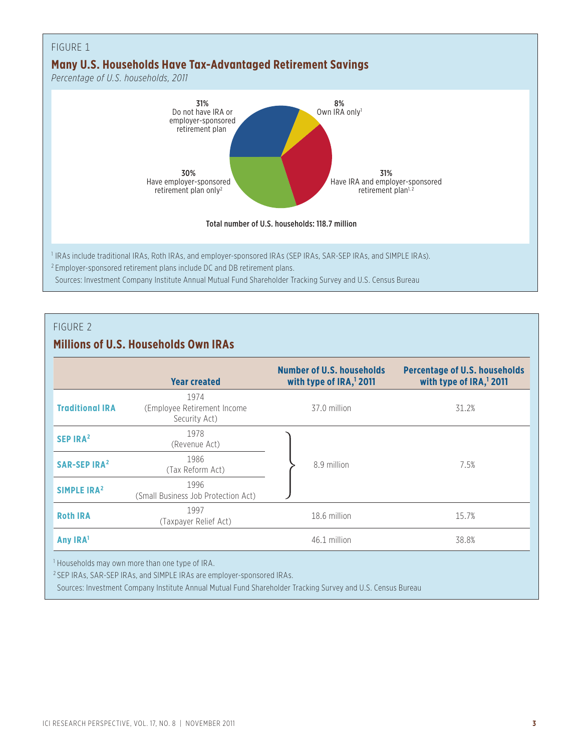FIGURE 1

## Many U.S. Households Have Tax-Advantaged Retirement Savings

*Percentage of U.S. households, 2011*

31% Do not have IRA or employer-sponsored retirement plan

8% Own IRA only[1]

31% Have IRA and employer-sponsored retirement plan[1, 2]

30% Have employer-sponsored retirement plan only[2]

**Total number of U.S. households: 118.7 million**

[1] IRAs include traditional IRAs, Roth IRAs, and employer-sponsored IRAs (SEP IRAs, SAR-SEP IRAs, and SIMPLE IRAs).

[2] Employer-sponsored retirement plans include DC and DB retirement plans.

Sources: Investment Company Institute Annual Mutual Fund Shareholder Tracking Survey and U.S. Census Bureau

FIGURE 2

## Millions of U.S. Households Own IRAs

| | Year created | Number of U.S. households with type of IRA,[1] 2011 | Percentage of U.S. households with type of IRA,[1] 2011 |
|---|---|---|---|
| **Traditional IRA** | 1974 (Employee Retirement Income Security Act) | 37.0 million | 31.2% |
| **SEP IRA[2]** | 1978 (Revenue Act) | 8.9 million | 7.5% |
| **SAR-SEP IRA[2]** | 1986 (Tax Reform Act) | | |
| **SIMPLE IRA[2]** | 1996 (Small Business Job Protection Act) | | |
| **Roth IRA** | 1997 (Taxpayer Relief Act) | 18.6 million | 15.7% |
| **Any IRA[1]** | | 46.1 million | 38.8% |

[1] Households may own more than one type of IRA.

[2] SEP IRAs, SAR-SEP IRAs, and SIMPLE IRAs are employer-sponsored IRAs.

Sources: Investment Company Institute Annual Mutual Fund Shareholder Tracking Survey and U.S. Census Bureau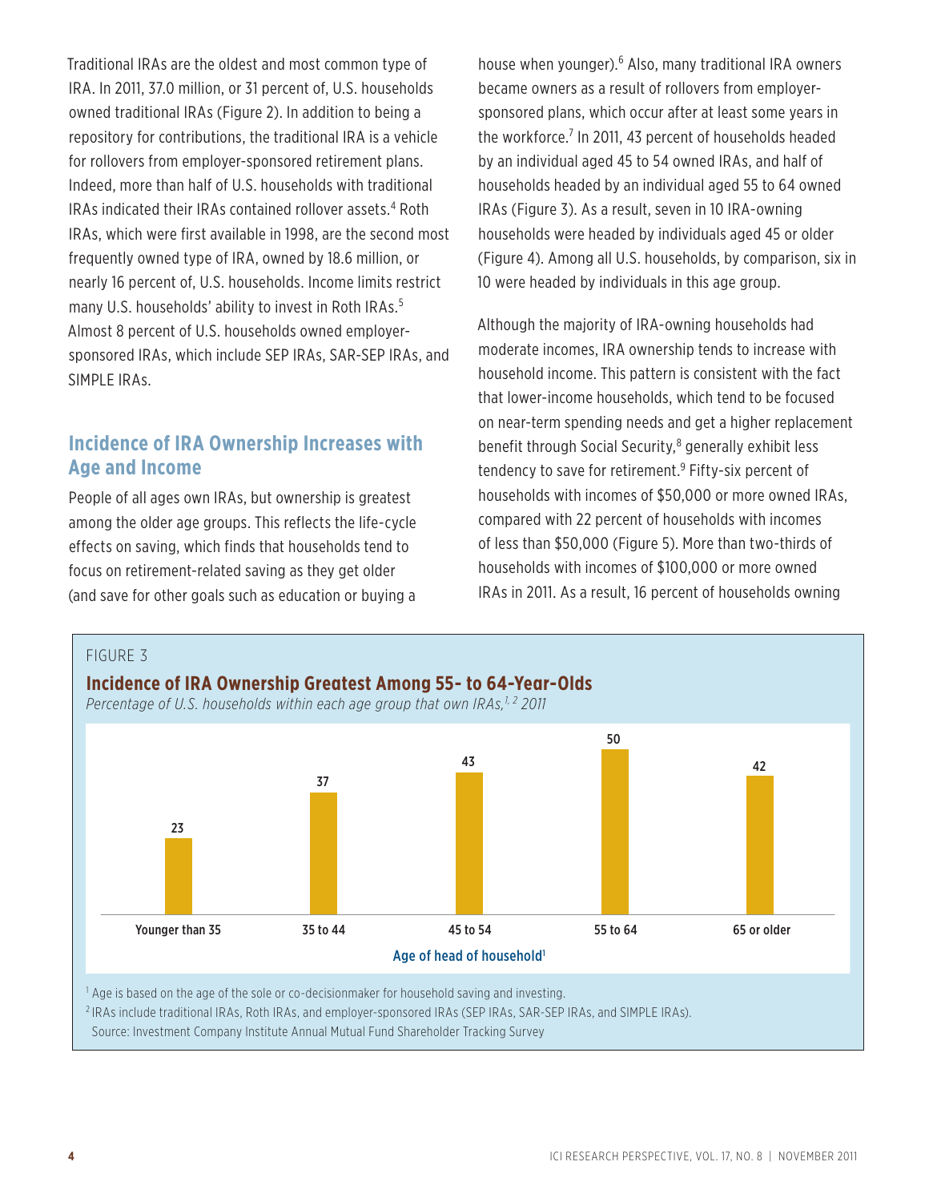Traditional IRAs are the oldest and most common type of IRA. In 2011, 37.0 million, or 31 percent of, U.S. households owned traditional IRAs (Figure 2). In addition to being a repository for contributions, the traditional IRA is a vehicle for rollovers from employer-sponsored retirement plans. Indeed, more than half of U.S. households with traditional IRAs indicated their IRAs contained rollover assets.[4] Roth IRAs, which were first available in 1998, are the second most frequently owned type of IRA, owned by 18.6 million, or nearly 16 percent of, U.S. households. Income limits restrict many U.S. households' ability to invest in Roth IRAs.[5] Almost 8 percent of U.S. households owned employer-sponsored IRAs, which include SEP IRAs, SAR-SEP IRAs, and SIMPLE IRAs.

## Incidence of IRA Ownership Increases with Age and Income

People of all ages own IRAs, but ownership is greatest among the older age groups. This reflects the life-cycle effects on saving, which finds that households tend to focus on retirement-related saving as they get older (and save for other goals such as education or buying a house when younger).[6] Also, many traditional IRA owners became owners as a result of rollovers from employer-sponsored plans, which occur after at least some years in the workforce.[7] In 2011, 43 percent of households headed by an individual aged 45 to 54 owned IRAs, and half of households headed by an individual aged 55 to 64 owned IRAs (Figure 3). As a result, seven in 10 IRA-owning households were headed by individuals aged 45 or older (Figure 4). Among all U.S. households, by comparison, six in 10 were headed by individuals in this age group.

Although the majority of IRA-owning households had moderate incomes, IRA ownership tends to increase with household income. This pattern is consistent with the fact that lower-income households, which tend to be focused on near-term spending needs and get a higher replacement benefit through Social Security,[8] generally exhibit less tendency to save for retirement.[9] Fifty-six percent of households with incomes of $50,000 or more owned IRAs, compared with 22 percent of households with incomes of less than $50,000 (Figure 5). More than two-thirds of households with incomes of $100,000 or more owned IRAs in 2011. As a result, 16 percent of households owning

FIGURE 3

**Incidence of IRA Ownership Greatest Among 55- to 64-Year-Olds**

*Percentage of U.S. households within each age group that own IRAs,[1, 2] 2011*

| Age of head of household[1] | Percent |
|---|---|
| Younger than 35 | 23 |
| 35 to 44 | 37 |
| 45 to 54 | 43 |
| 55 to 64 | 50 |
| 65 or older | 42 |

[1] Age is based on the age of the sole or co-decisionmaker for household saving and investing.

[2] IRAs include traditional IRAs, Roth IRAs, and employer-sponsored IRAs (SEP IRAs, SAR-SEP IRAs, and SIMPLE IRAs).

Source: Investment Company Institute Annual Mutual Fund Shareholder Tracking Survey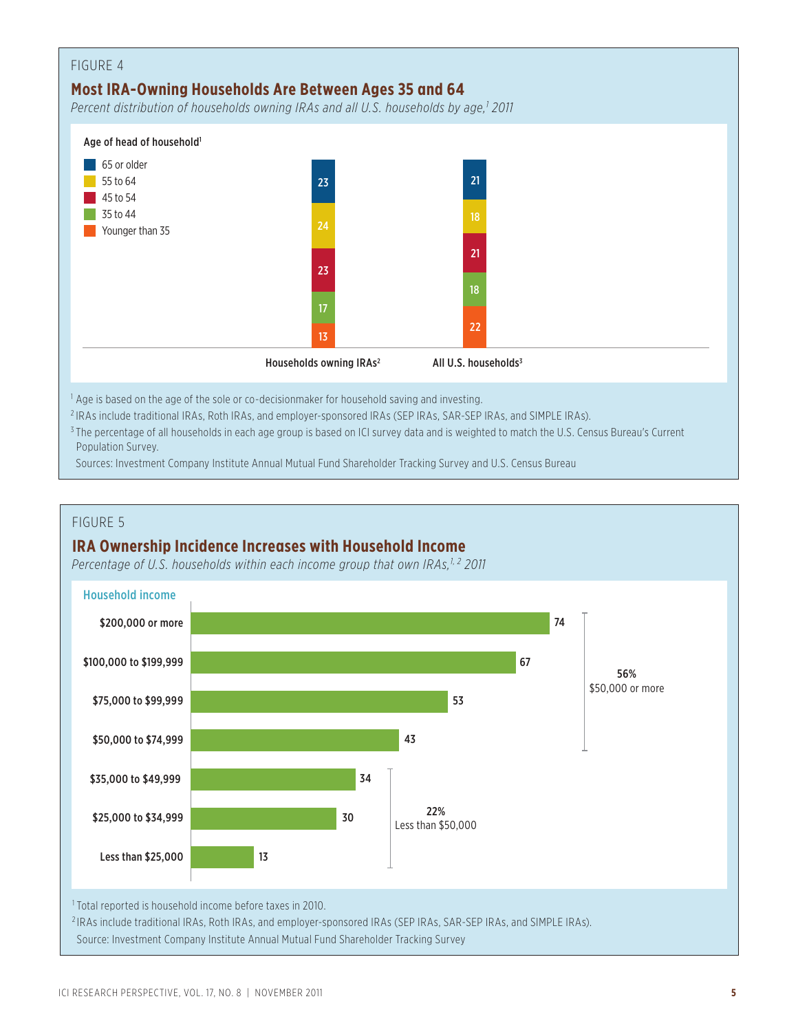FIGURE 4

## Most IRA-Owning Households Are Between Ages 35 and 64

*Percent distribution of households owning IRAs and all U.S. households by age,[1] 2011*

| Age of head of household[1] | Households owning IRAs[2] | All U.S. households[3] |
|---|---|---|
| 65 or older | 23 | 21 |
| 55 to 64 | 24 | 18 |
| 45 to 54 | 23 | 21 |
| 35 to 44 | 17 | 18 |
| Younger than 35 | 13 | 22 |

[1] Age is based on the age of the sole or co-decisionmaker for household saving and investing.

[2] IRAs include traditional IRAs, Roth IRAs, and employer-sponsored IRAs (SEP IRAs, SAR-SEP IRAs, and SIMPLE IRAs).

[3] The percentage of all households in each age group is based on ICI survey data and is weighted to match the U.S. Census Bureau's Current Population Survey.

Sources: Investment Company Institute Annual Mutual Fund Shareholder Tracking Survey and U.S. Census Bureau

FIGURE 5

## IRA Ownership Incidence Increases with Household Income

*Percentage of U.S. households within each income group that own IRAs,[1,2] 2011*

| Household income | Percent |
|---|---|
| $200,000 or more | 74 |
| $100,000 to $199,999 | 67 |
| $75,000 to $99,999 | 53 |
| $50,000 to $74,999 | 43 |
| $35,000 to $49,999 | 34 |
| $25,000 to $34,999 | 30 |
| Less than $25,000 | 13 |

56% $50,000 or more

22% Less than $50,000

[1] Total reported is household income before taxes in 2010.

[2] IRAs include traditional IRAs, Roth IRAs, and employer-sponsored IRAs (SEP IRAs, SAR-SEP IRAs, and SIMPLE IRAs).

Source: Investment Company Institute Annual Mutual Fund Shareholder Tracking Survey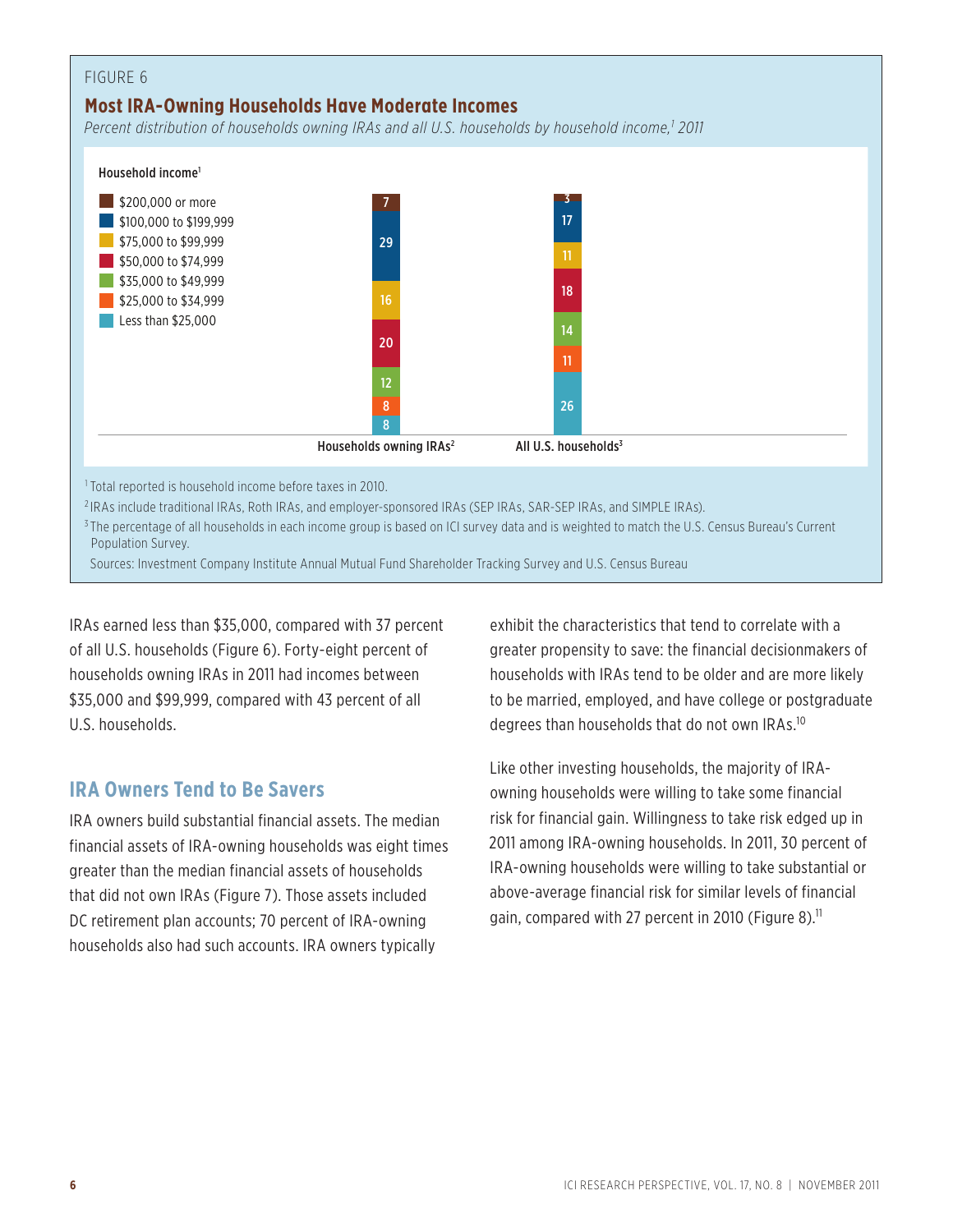FIGURE 6

## Most IRA-Owning Households Have Moderate Incomes

*Percent distribution of households owning IRAs and all U.S. households by household income,[1] 2011*

| Household income[1] | Households owning IRAs[2] | All U.S. households[3] |
|---|---|---|
| $200,000 or more | 7 | 3 |
| $100,000 to $199,999 | 29 | 17 |
| $75,000 to $99,999 | 16 | 11 |
| $50,000 to $74,999 | 20 | 18 |
| $35,000 to $49,999 | 12 | 14 |
| $25,000 to $34,999 | 8 | 11 |
| Less than $25,000 | 8 | 26 |

[1] Total reported is household income before taxes in 2010.

[2] IRAs include traditional IRAs, Roth IRAs, and employer-sponsored IRAs (SEP IRAs, SAR-SEP IRAs, and SIMPLE IRAs).

[3] The percentage of all households in each income group is based on ICI survey data and is weighted to match the U.S. Census Bureau's Current Population Survey.

Sources: Investment Company Institute Annual Mutual Fund Shareholder Tracking Survey and U.S. Census Bureau

IRAs earned less than $35,000, compared with 37 percent of all U.S. households (Figure 6). Forty-eight percent of households owning IRAs in 2011 had incomes between $35,000 and $99,999, compared with 43 percent of all U.S. households.

## IRA Owners Tend to Be Savers

IRA owners build substantial financial assets. The median financial assets of IRA-owning households was eight times greater than the median financial assets of households that did not own IRAs (Figure 7). Those assets included DC retirement plan accounts; 70 percent of IRA-owning households also had such accounts. IRA owners typically exhibit the characteristics that tend to correlate with a greater propensity to save: the financial decisionmakers of households with IRAs tend to be older and are more likely to be married, employed, and have college or postgraduate degrees than households that do not own IRAs.[10]

Like other investing households, the majority of IRA-owning households were willing to take some financial risk for financial gain. Willingness to take risk edged up in 2011 among IRA-owning households. In 2011, 30 percent of IRA-owning households were willing to take substantial or above-average financial risk for similar levels of financial gain, compared with 27 percent in 2010 (Figure 8).[11]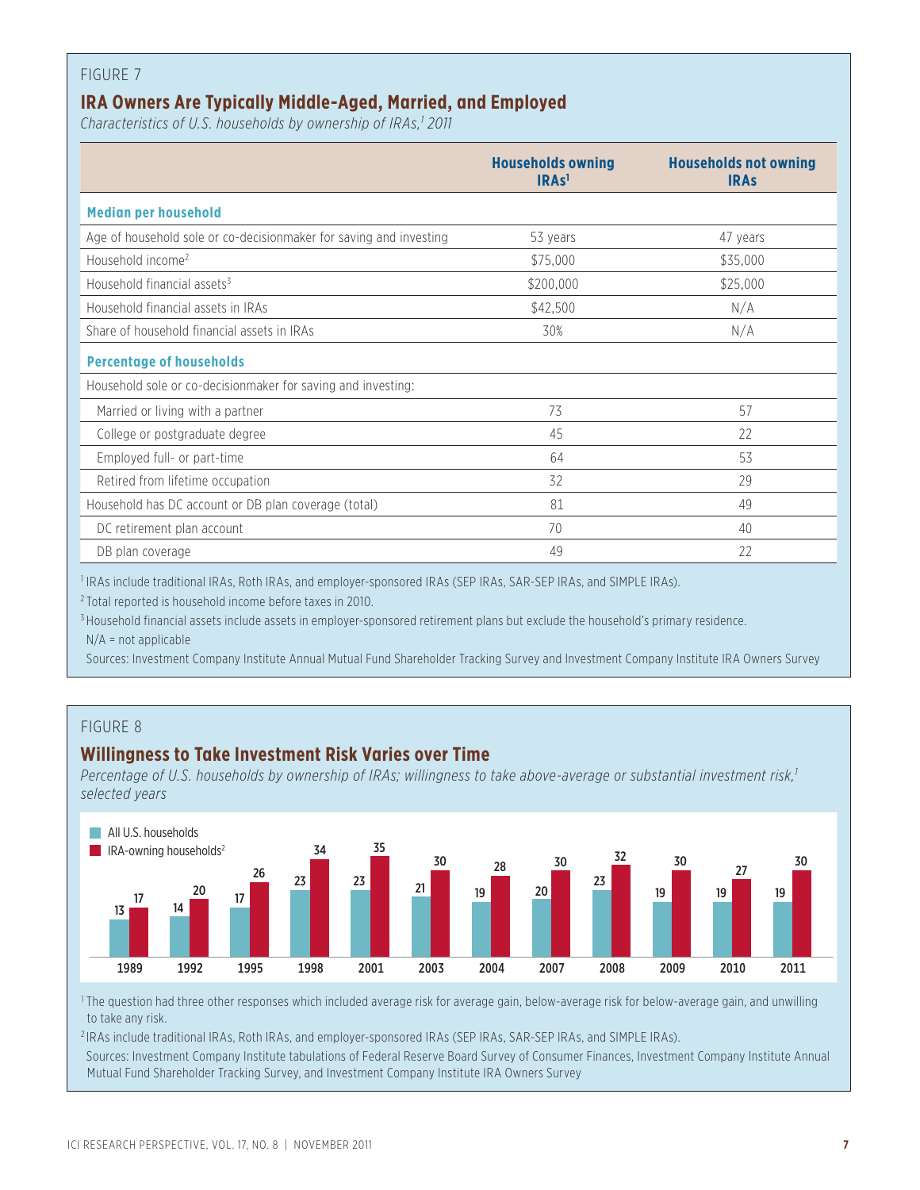FIGURE 7

## IRA Owners Are Typically Middle-Aged, Married, and Employed

*Characteristics of U.S. households by ownership of IRAs,[1] 2011*

| | Households owning IRAs[1] | Households not owning IRAs |
|---|---|---|
| **Median per household** | | |
| Age of household sole or co-decisionmaker for saving and investing | 53 years | 47 years |
| Household income[2] | $75,000 | $35,000 |
| Household financial assets[3] | $200,000 | $25,000 |
| Household financial assets in IRAs | $42,500 | N/A |
| Share of household financial assets in IRAs | 30% | N/A |
| **Percentage of households** | | |
| Household sole or co-decisionmaker for saving and investing: | | |
| Married or living with a partner | 73 | 57 |
| College or postgraduate degree | 45 | 22 |
| Employed full- or part-time | 64 | 53 |
| Retired from lifetime occupation | 32 | 29 |
| Household has DC account or DB plan coverage (total) | 81 | 49 |
| DC retirement plan account | 70 | 40 |
| DB plan coverage | 49 | 22 |

[1] IRAs include traditional IRAs, Roth IRAs, and employer-sponsored IRAs (SEP IRAs, SAR-SEP IRAs, and SIMPLE IRAs).

[2] Total reported is household income before taxes in 2010.

[3] Household financial assets include assets in employer-sponsored retirement plans but exclude the household's primary residence.

N/A = not applicable

Sources: Investment Company Institute Annual Mutual Fund Shareholder Tracking Survey and Investment Company Institute IRA Owners Survey

FIGURE 8

## Willingness to Take Investment Risk Varies over Time

*Percentage of U.S. households by ownership of IRAs; willingness to take above-average or substantial investment risk,[1] selected years*

| | 1989 | 1992 | 1995 | 1998 | 2001 | 2003 | 2004 | 2007 | 2008 | 2009 | 2010 | 2011 |
|---|---|---|---|---|---|---|---|---|---|---|---|---|
| All U.S. households | 13 | 14 | 17 | 23 | 23 | 21 | 19 | 20 | 23 | 19 | 19 | 19 |
| IRA-owning households[2] | 17 | 20 | 26 | 34 | 35 | 30 | 28 | 30 | 32 | 30 | 27 | 30 |

[1] The question had three other responses which included average risk for average gain, below-average risk for below-average gain, and unwilling to take any risk.

[2] IRAs include traditional IRAs, Roth IRAs, and employer-sponsored IRAs (SEP IRAs, SAR-SEP IRAs, and SIMPLE IRAs).

Sources: Investment Company Institute tabulations of Federal Reserve Board Survey of Consumer Finances, Investment Company Institute Annual Mutual Fund Shareholder Tracking Survey, and Investment Company Institute IRA Owners Survey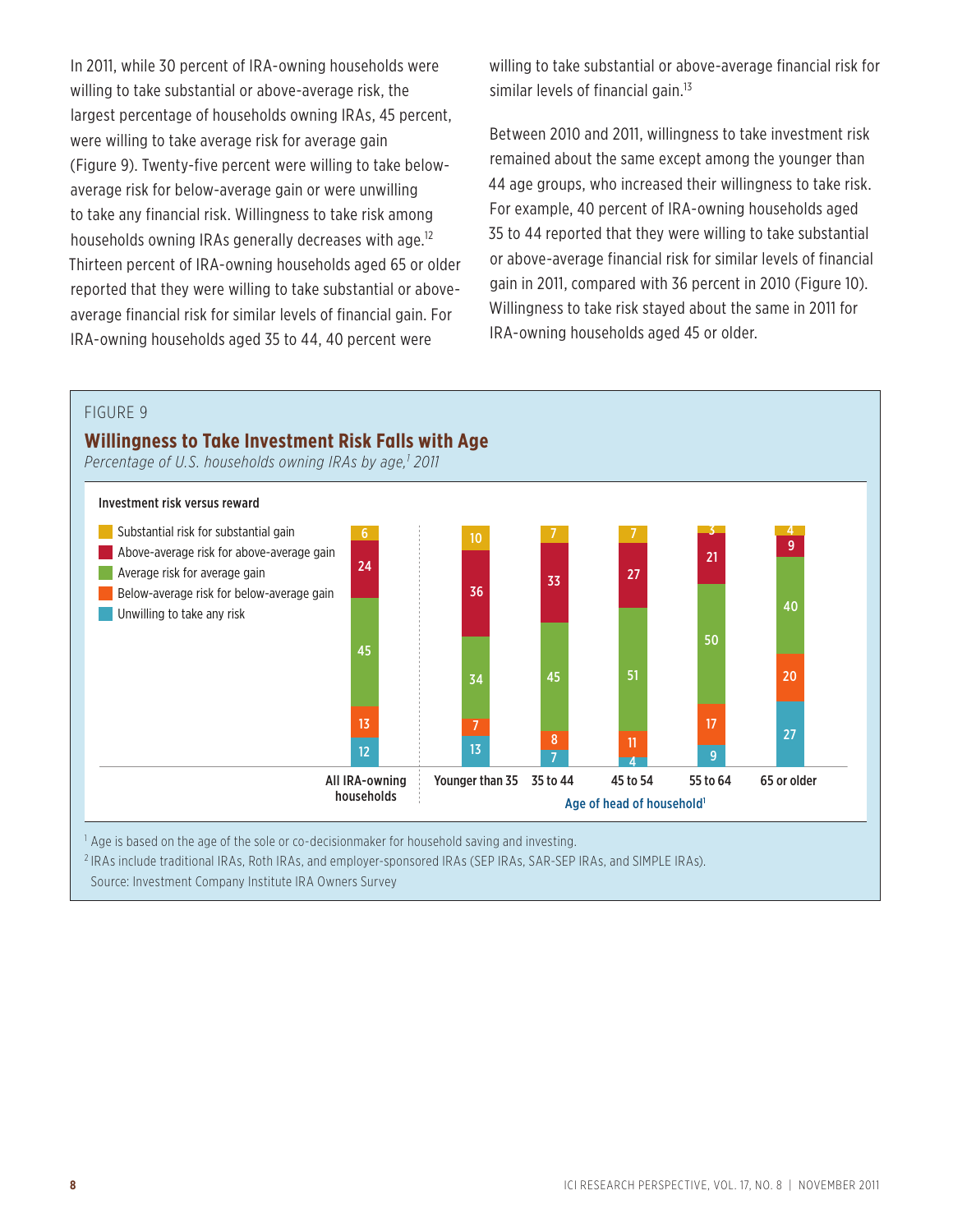In 2011, while 30 percent of IRA-owning households were willing to take substantial or above-average risk, the largest percentage of households owning IRAs, 45 percent, were willing to take average risk for average gain (Figure 9). Twenty-five percent were willing to take below-average risk for below-average gain or were unwilling to take any financial risk. Willingness to take risk among households owning IRAs generally decreases with age.[12] Thirteen percent of IRA-owning households aged 65 or older reported that they were willing to take substantial or above-average financial risk for similar levels of financial gain. For IRA-owning households aged 35 to 44, 40 percent were willing to take substantial or above-average financial risk for similar levels of financial gain.[13]

Between 2010 and 2011, willingness to take investment risk remained about the same except among the younger than 44 age groups, who increased their willingness to take risk. For example, 40 percent of IRA-owning households aged 35 to 44 reported that they were willing to take substantial or above-average financial risk for similar levels of financial gain in 2011, compared with 36 percent in 2010 (Figure 10). Willingness to take risk stayed about the same in 2011 for IRA-owning households aged 45 or older.

FIGURE 9

## Willingness to Take Investment Risk Falls with Age

*Percentage of U.S. households owning IRAs by age,[1] 2011*

Investment risk versus reward

| | All IRA-owning households | Younger than 35 | 35 to 44 | 45 to 54 | 55 to 64 | 65 or older |
|---|---|---|---|---|---|---|
| Substantial risk for substantial gain | 6 | 10 | 7 | 7 | 3 | 4 |
| Above-average risk for above-average gain | 24 | 36 | 33 | 27 | 21 | 9 |
| Average risk for average gain | 45 | 34 | 45 | 51 | 50 | 40 |
| Below-average risk for below-average gain | 13 | 7 | 8 | 11 | 17 | 20 |
| Unwilling to take any risk | 12 | 13 | 7 | 4 | 9 | 27 |

Age of head of household[1]

[1] Age is based on the age of the sole or co-decisionmaker for household saving and investing.

[2] IRAs include traditional IRAs, Roth IRAs, and employer-sponsored IRAs (SEP IRAs, SAR-SEP IRAs, and SIMPLE IRAs).

Source: Investment Company Institute IRA Owners Survey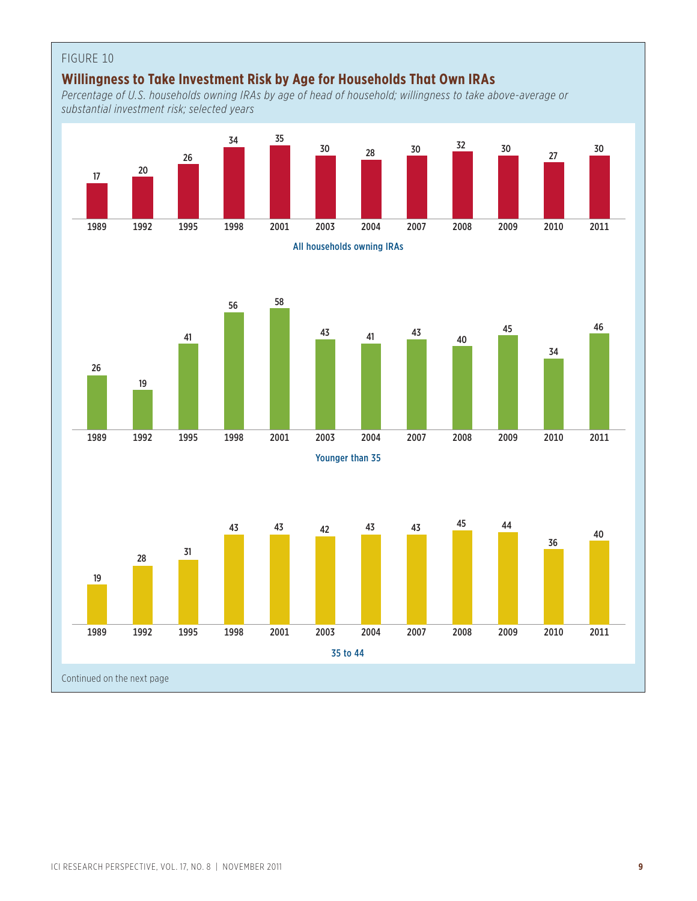FIGURE 10

## Willingness to Take Investment Risk by Age for Households That Own IRAs

*Percentage of U.S. households owning IRAs by age of head of household; willingness to take above-average or substantial investment risk; selected years*

**All households owning IRAs**

| 1989 | 1992 | 1995 | 1998 | 2001 | 2003 | 2004 | 2007 | 2008 | 2009 | 2010 | 2011 |
|---|---|---|---|---|---|---|---|---|---|---|---|
| 17 | 20 | 26 | 34 | 35 | 30 | 28 | 30 | 32 | 30 | 27 | 30 |

**Younger than 35**

| 1989 | 1992 | 1995 | 1998 | 2001 | 2003 | 2004 | 2007 | 2008 | 2009 | 2010 | 2011 |
|---|---|---|---|---|---|---|---|---|---|---|---|
| 26 | 19 | 41 | 56 | 58 | 43 | 41 | 43 | 40 | 45 | 34 | 46 |

**35 to 44**

| 1989 | 1992 | 1995 | 1998 | 2001 | 2003 | 2004 | 2007 | 2008 | 2009 | 2010 | 2011 |
|---|---|---|---|---|---|---|---|---|---|---|---|
| 19 | 28 | 31 | 43 | 43 | 42 | 43 | 43 | 45 | 44 | 36 | 40 |

Continued on the next page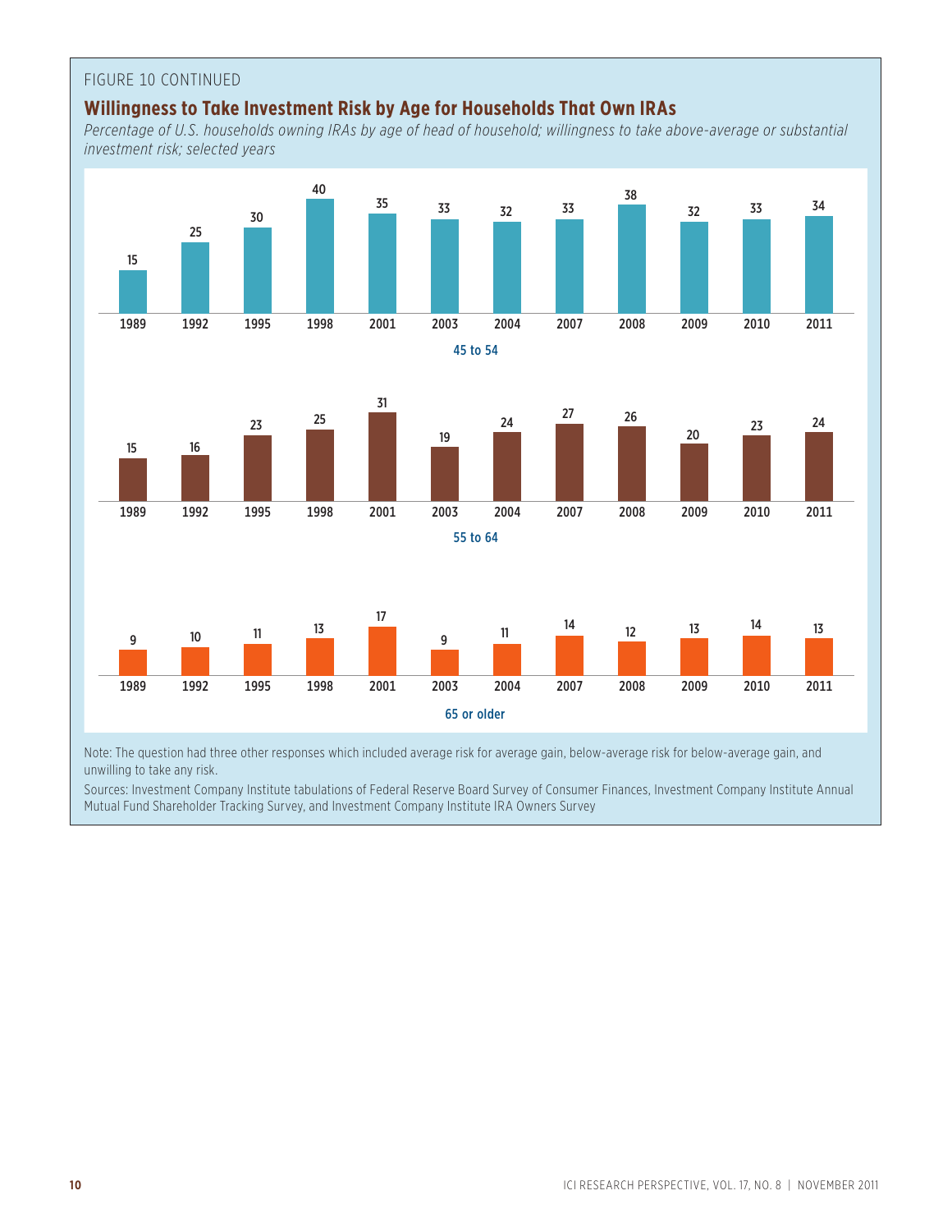FIGURE 10 CONTINUED

## Willingness to Take Investment Risk by Age for Households That Own IRAs

*Percentage of U.S. households owning IRAs by age of head of household; willingness to take above-average or substantial investment risk; selected years*

| Age | 1989 | 1992 | 1995 | 1998 | 2001 | 2003 | 2004 | 2007 | 2008 | 2009 | 2010 | 2011 |
|---|---|---|---|---|---|---|---|---|---|---|---|---|
| 45 to 54 | 15 | 25 | 30 | 40 | 35 | 33 | 32 | 33 | 38 | 32 | 33 | 34 |
| 55 to 64 | 15 | 16 | 23 | 25 | 31 | 19 | 24 | 27 | 26 | 20 | 23 | 24 |
| 65 or older | 9 | 10 | 11 | 13 | 17 | 9 | 11 | 14 | 12 | 13 | 14 | 13 |

Note: The question had three other responses which included average risk for average gain, below-average risk for below-average gain, and unwilling to take any risk.

Sources: Investment Company Institute tabulations of Federal Reserve Board Survey of Consumer Finances, Investment Company Institute Annual Mutual Fund Shareholder Tracking Survey, and Investment Company Institute IRA Owners Survey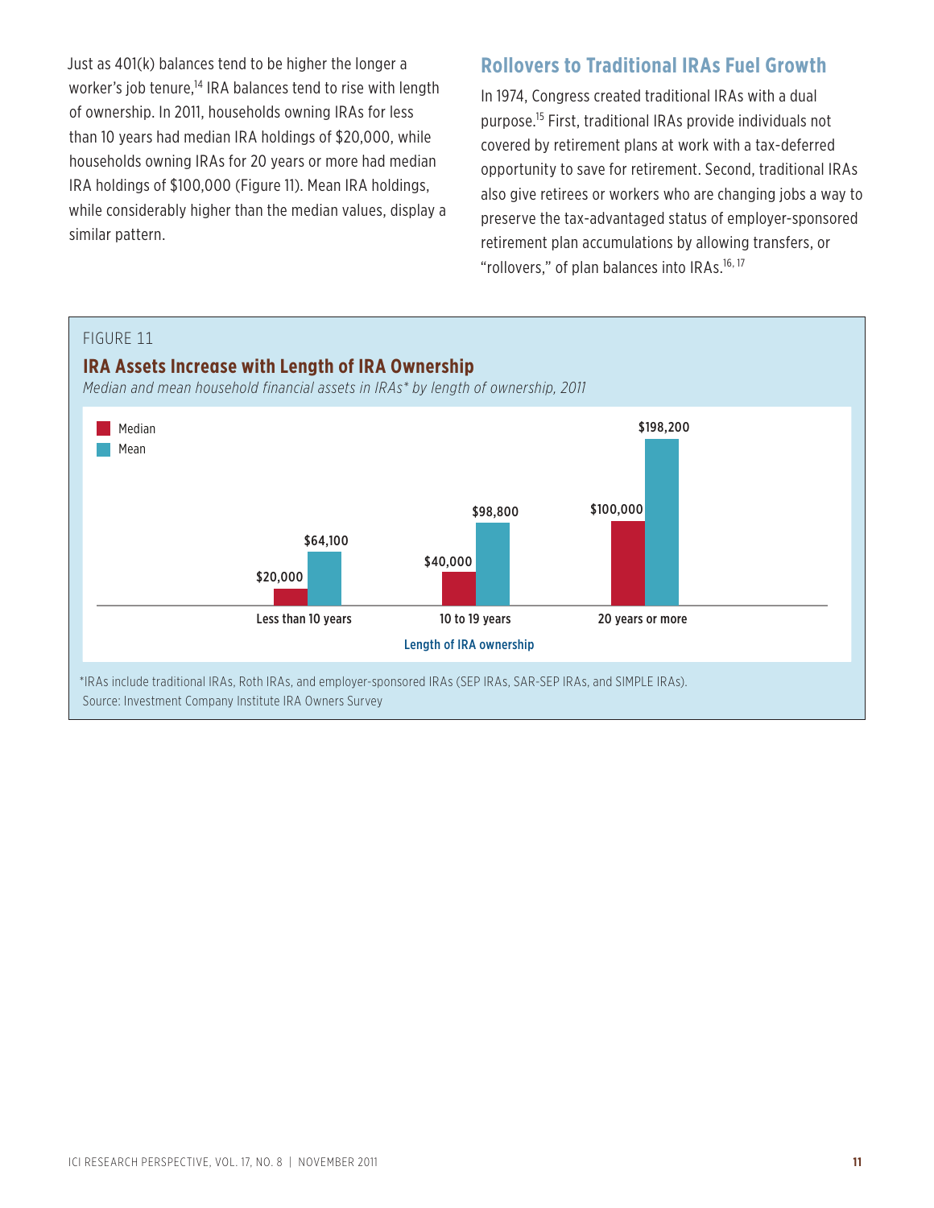Just as 401(k) balances tend to be higher the longer a worker's job tenure,[14] IRA balances tend to rise with length of ownership. In 2011, households owning IRAs for less than 10 years had median IRA holdings of $20,000, while households owning IRAs for 20 years or more had median IRA holdings of $100,000 (Figure 11). Mean IRA holdings, while considerably higher than the median values, display a similar pattern.

## Rollovers to Traditional IRAs Fuel Growth

In 1974, Congress created traditional IRAs with a dual purpose.[15] First, traditional IRAs provide individuals not covered by retirement plans at work with a tax-deferred opportunity to save for retirement. Second, traditional IRAs also give retirees or workers who are changing jobs a way to preserve the tax-advantaged status of employer-sponsored retirement plan accumulations by allowing transfers, or "rollovers," of plan balances into IRAs.[16, 17]

FIGURE 11

### IRA Assets Increase with Length of IRA Ownership

*Median and mean household financial assets in IRAs* by length of ownership, 2011*

| Length of IRA ownership | Median | Mean |
| --- | --- | --- |
| Less than 10 years | $20,000 | $64,100 |
| 10 to 19 years | $40,000 | $98,800 |
| 20 years or more | $100,000 | $198,200 |

*IRAs include traditional IRAs, Roth IRAs, and employer-sponsored IRAs (SEP IRAs, SAR-SEP IRAs, and SIMPLE IRAs).

Source: Investment Company Institute IRA Owners Survey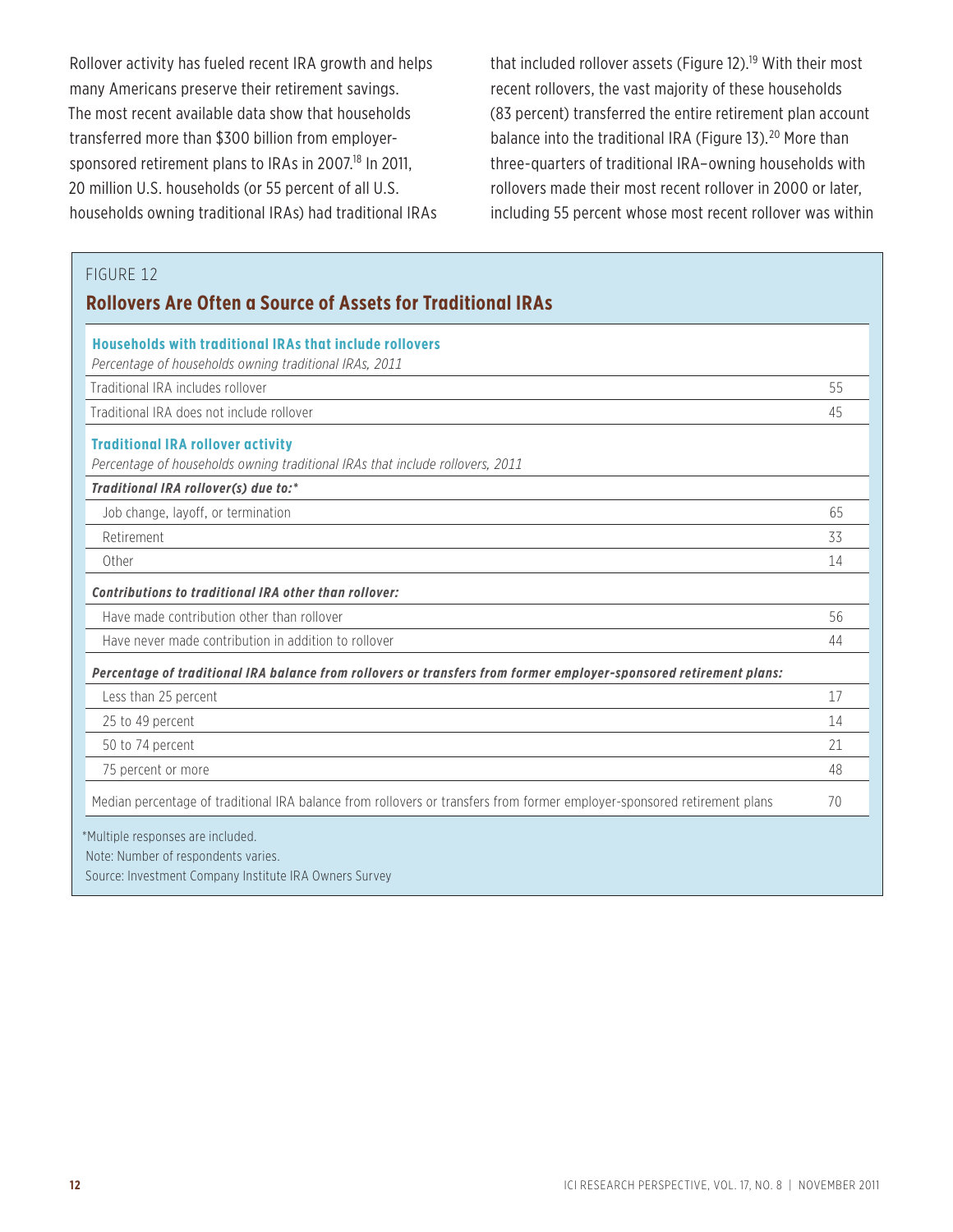Rollover activity has fueled recent IRA growth and helps many Americans preserve their retirement savings. The most recent available data show that households transferred more than $300 billion from employer-sponsored retirement plans to IRAs in 2007.[18] In 2011, 20 million U.S. households (or 55 percent of all U.S. households owning traditional IRAs) had traditional IRAs that included rollover assets (Figure 12).[19] With their most recent rollovers, the vast majority of these households (83 percent) transferred the entire retirement plan account balance into the traditional IRA (Figure 13).[20] More than three-quarters of traditional IRA–owning households with rollovers made their most recent rollover in 2000 or later, including 55 percent whose most recent rollover was within

FIGURE 12

## Rollovers Are Often a Source of Assets for Traditional IRAs

| **Households with traditional IRAs that include rollovers** *Percentage of households owning traditional IRAs, 2011* | |
|---|---|
| Traditional IRA includes rollover | 55 |
| Traditional IRA does not include rollover | 45 |
| **Traditional IRA rollover activity** *Percentage of households owning traditional IRAs that include rollovers, 2011* | |
| ***Traditional IRA rollover(s) due to:**** | |
| Job change, layoff, or termination | 65 |
| Retirement | 33 |
| Other | 14 |
| ***Contributions to traditional IRA other than rollover:*** | |
| Have made contribution other than rollover | 56 |
| Have never made contribution in addition to rollover | 44 |
| ***Percentage of traditional IRA balance from rollovers or transfers from former employer-sponsored retirement plans:*** | |
| Less than 25 percent | 17 |
| 25 to 49 percent | 14 |
| 50 to 74 percent | 21 |
| 75 percent or more | 48 |
| Median percentage of traditional IRA balance from rollovers or transfers from former employer-sponsored retirement plans | 70 |

*Multiple responses are included.

Note: Number of respondents varies.

Source: Investment Company Institute IRA Owners Survey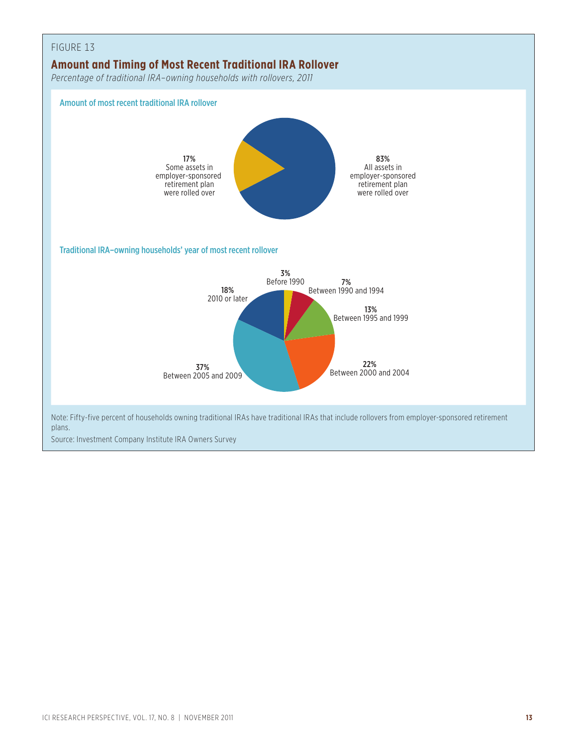FIGURE 13

## Amount and Timing of Most Recent Traditional IRA Rollover

*Percentage of traditional IRA–owning households with rollovers, 2011*

### Amount of most recent traditional IRA rollover

**17%**
Some assets in employer-sponsored retirement plan were rolled over

**83%**
All assets in employer-sponsored retirement plan were rolled over

### Traditional IRA–owning households' year of most recent rollover

**3%**
Before 1990

**7%**
Between 1990 and 1994

**13%**
Between 1995 and 1999

**22%**
Between 2000 and 2004

**37%**
Between 2005 and 2009

**18%**
2010 or later

Note: Fifty-five percent of households owning traditional IRAs have traditional IRAs that include rollovers from employer-sponsored retirement plans.

Source: Investment Company Institute IRA Owners Survey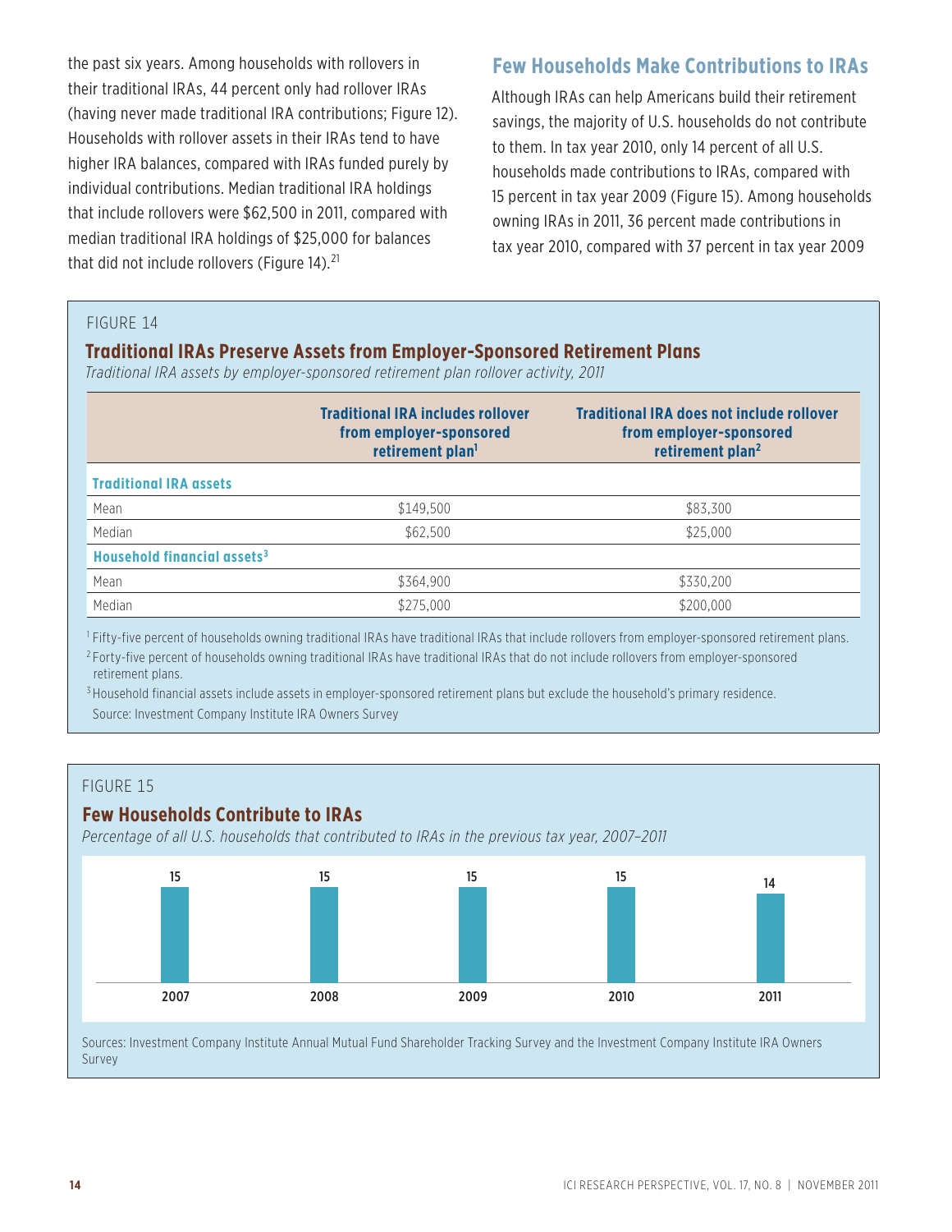the past six years. Among households with rollovers in their traditional IRAs, 44 percent only had rollover IRAs (having never made traditional IRA contributions; Figure 12). Households with rollover assets in their IRAs tend to have higher IRA balances, compared with IRAs funded purely by individual contributions. Median traditional IRA holdings that include rollovers were $62,500 in 2011, compared with median traditional IRA holdings of $25,000 for balances that did not include rollovers (Figure 14).[21]

## Few Households Make Contributions to IRAs

Although IRAs can help Americans build their retirement savings, the majority of U.S. households do not contribute to them. In tax year 2010, only 14 percent of all U.S. households made contributions to IRAs, compared with 15 percent in tax year 2009 (Figure 15). Among households owning IRAs in 2011, 36 percent made contributions in tax year 2010, compared with 37 percent in tax year 2009

FIGURE 14

### Traditional IRAs Preserve Assets from Employer-Sponsored Retirement Plans

*Traditional IRA assets by employer-sponsored retirement plan rollover activity, 2011*

| | Traditional IRA includes rollover from employer-sponsored retirement plan[1] | Traditional IRA does not include rollover from employer-sponsored retirement plan[2] |
|---|---|---|
| **Traditional IRA assets** | | |
| Mean | $149,500 | $83,300 |
| Median | $62,500 | $25,000 |
| **Household financial assets[3]** | | |
| Mean | $364,900 | $330,200 |
| Median | $275,000 | $200,000 |

[1] Fifty-five percent of households owning traditional IRAs have traditional IRAs that include rollovers from employer-sponsored retirement plans.

[2] Forty-five percent of households owning traditional IRAs have traditional IRAs that do not include rollovers from employer-sponsored retirement plans.

[3] Household financial assets include assets in employer-sponsored retirement plans but exclude the household's primary residence.

Source: Investment Company Institute IRA Owners Survey

FIGURE 15

### Few Households Contribute to IRAs

*Percentage of all U.S. households that contributed to IRAs in the previous tax year, 2007–2011*

| 2007 | 2008 | 2009 | 2010 | 2011 |
|---|---|---|---|---|
| 15 | 15 | 15 | 15 | 14 |

Sources: Investment Company Institute Annual Mutual Fund Shareholder Tracking Survey and the Investment Company Institute IRA Owners Survey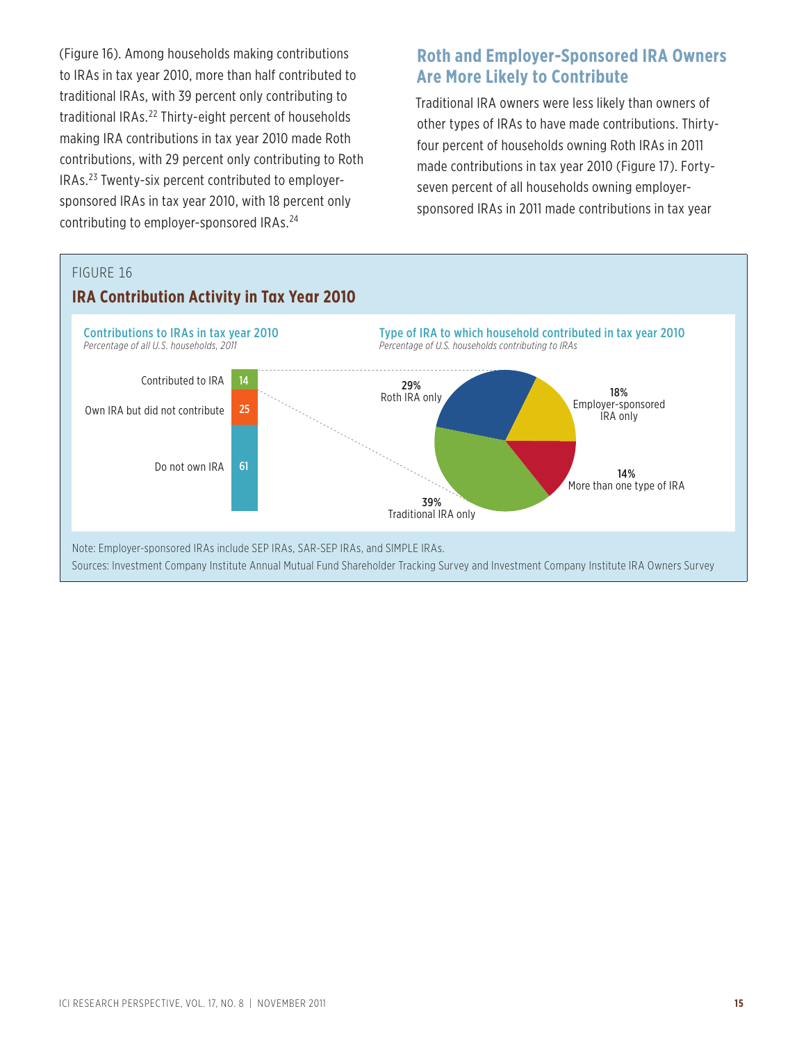(Figure 16). Among households making contributions to IRAs in tax year 2010, more than half contributed to traditional IRAs, with 39 percent only contributing to traditional IRAs.[22] Thirty-eight percent of households making IRA contributions in tax year 2010 made Roth contributions, with 29 percent only contributing to Roth IRAs.[23] Twenty-six percent contributed to employer-sponsored IRAs in tax year 2010, with 18 percent only contributing to employer-sponsored IRAs.[24]

## Roth and Employer-Sponsored IRA Owners Are More Likely to Contribute

Traditional IRA owners were less likely than owners of other types of IRAs to have made contributions. Thirty-four percent of households owning Roth IRAs in 2011 made contributions in tax year 2010 (Figure 17). Forty-seven percent of all households owning employer-sponsored IRAs in 2011 made contributions in tax year

FIGURE 16

### IRA Contribution Activity in Tax Year 2010

**Contributions to IRAs in tax year 2010**
*Percentage of all U.S. households, 2011*

| Category | Percent |
|---|---|
| Contributed to IRA | 14 |
| Own IRA but did not contribute | 25 |
| Do not own IRA | 61 |

**Type of IRA to which household contributed in tax year 2010**
*Percentage of U.S. households contributing to IRAs*

| Type | Percent |
|---|---|
| Roth IRA only | 29% |
| Employer-sponsored IRA only | 18% |
| More than one type of IRA | 14% |
| Traditional IRA only | 39% |

Note: Employer-sponsored IRAs include SEP IRAs, SAR-SEP IRAs, and SIMPLE IRAs.

Sources: Investment Company Institute Annual Mutual Fund Shareholder Tracking Survey and Investment Company Institute IRA Owners Survey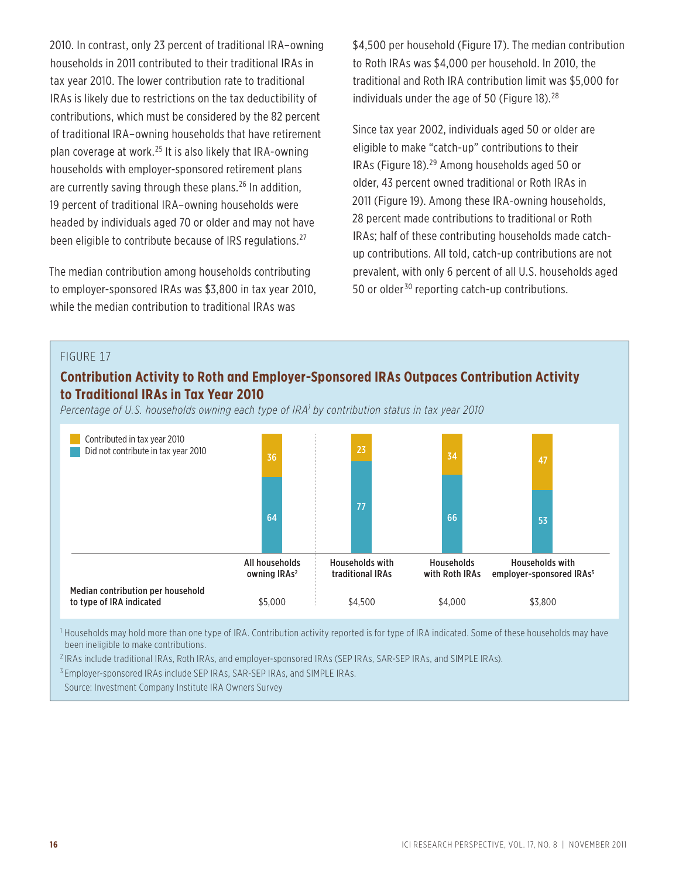2010. In contrast, only 23 percent of traditional IRA–owning households in 2011 contributed to their traditional IRAs in tax year 2010. The lower contribution rate to traditional IRAs is likely due to restrictions on the tax deductibility of contributions, which must be considered by the 82 percent of traditional IRA–owning households that have retirement plan coverage at work.[25] It is also likely that IRA-owning households with employer-sponsored retirement plans are currently saving through these plans.[26] In addition, 19 percent of traditional IRA–owning households were headed by individuals aged 70 or older and may not have been eligible to contribute because of IRS regulations.[27]

The median contribution among households contributing to employer-sponsored IRAs was $3,800 in tax year 2010, while the median contribution to traditional IRAs was $4,500 per household (Figure 17). The median contribution to Roth IRAs was $4,000 per household. In 2010, the traditional and Roth IRA contribution limit was $5,000 for individuals under the age of 50 (Figure 18).[28]

Since tax year 2002, individuals aged 50 or older are eligible to make "catch-up" contributions to their IRAs (Figure 18).[29] Among households aged 50 or older, 43 percent owned traditional or Roth IRAs in 2011 (Figure 19). Among these IRA-owning households, 28 percent made contributions to traditional or Roth IRAs; half of these contributing households made catch-up contributions. All told, catch-up contributions are not prevalent, with only 6 percent of all U.S. households aged 50 or older[30] reporting catch-up contributions.

FIGURE 17

**Contribution Activity to Roth and Employer-Sponsored IRAs Outpaces Contribution Activity to Traditional IRAs in Tax Year 2010**

*Percentage of U.S. households owning each type of IRA[1] by contribution status in tax year 2010*

| | All households owning IRAs[2] | Households with traditional IRAs | Households with Roth IRAs | Households with employer-sponsored IRAs[3] |
|---|---|---|---|---|
| Contributed in tax year 2010 | 36 | 23 | 34 | 47 |
| Did not contribute in tax year 2010 | 64 | 77 | 66 | 53 |
| **Median contribution per household to type of IRA indicated** | $5,000 | $4,500 | $4,000 | $3,800 |

[1] Households may hold more than one type of IRA. Contribution activity reported is for type of IRA indicated. Some of these households may have been ineligible to make contributions.

[2] IRAs include traditional IRAs, Roth IRAs, and employer-sponsored IRAs (SEP IRAs, SAR-SEP IRAs, and SIMPLE IRAs).

[3] Employer-sponsored IRAs include SEP IRAs, SAR-SEP IRAs, and SIMPLE IRAs.

Source: Investment Company Institute IRA Owners Survey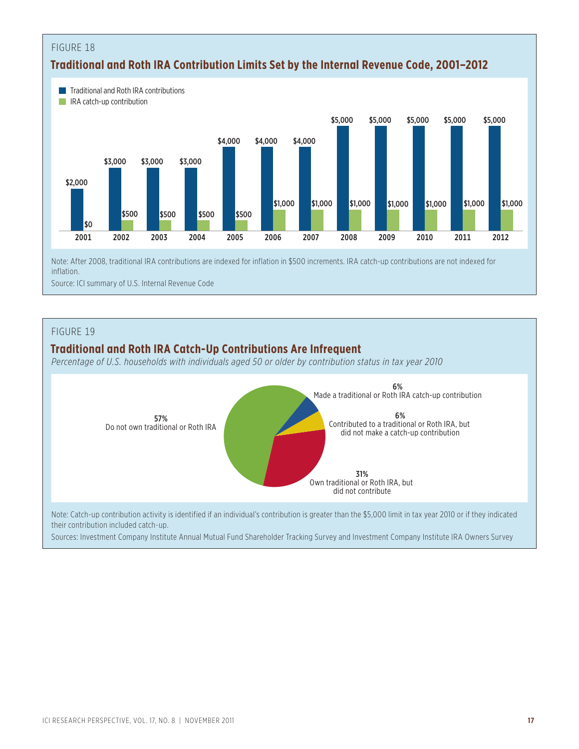FIGURE 18

## Traditional and Roth IRA Contribution Limits Set by the Internal Revenue Code, 2001–2012

| Year | Traditional and Roth IRA contributions | IRA catch-up contribution |
|---|---|---|
| 2001 | $2,000 | $0 |
| 2002 | $3,000 | $500 |
| 2003 | $3,000 | $500 |
| 2004 | $3,000 | $500 |
| 2005 | $4,000 | $500 |
| 2006 | $4,000 | $1,000 |
| 2007 | $4,000 | $1,000 |
| 2008 | $5,000 | $1,000 |
| 2009 | $5,000 | $1,000 |
| 2010 | $5,000 | $1,000 |
| 2011 | $5,000 | $1,000 |
| 2012 | $5,000 | $1,000 |

Note: After 2008, traditional IRA contributions are indexed for inflation in $500 increments. IRA catch-up contributions are not indexed for inflation.

Source: ICI summary of U.S. Internal Revenue Code

FIGURE 19

## Traditional and Roth IRA Catch-Up Contributions Are Infrequent

*Percentage of U.S. households with individuals aged 50 or older by contribution status in tax year 2010*

| Contribution status | Percent |
|---|---|
| Made a traditional or Roth IRA catch-up contribution | 6% |
| Contributed to a traditional or Roth IRA, but did not make a catch-up contribution | 6% |
| Own traditional or Roth IRA, but did not contribute | 31% |
| Do not own traditional or Roth IRA | 57% |

Note: Catch-up contribution activity is identified if an individual's contribution is greater than the $5,000 limit in tax year 2010 or if they indicated their contribution included catch-up.

Sources: Investment Company Institute Annual Mutual Fund Shareholder Tracking Survey and Investment Company Institute IRA Owners Survey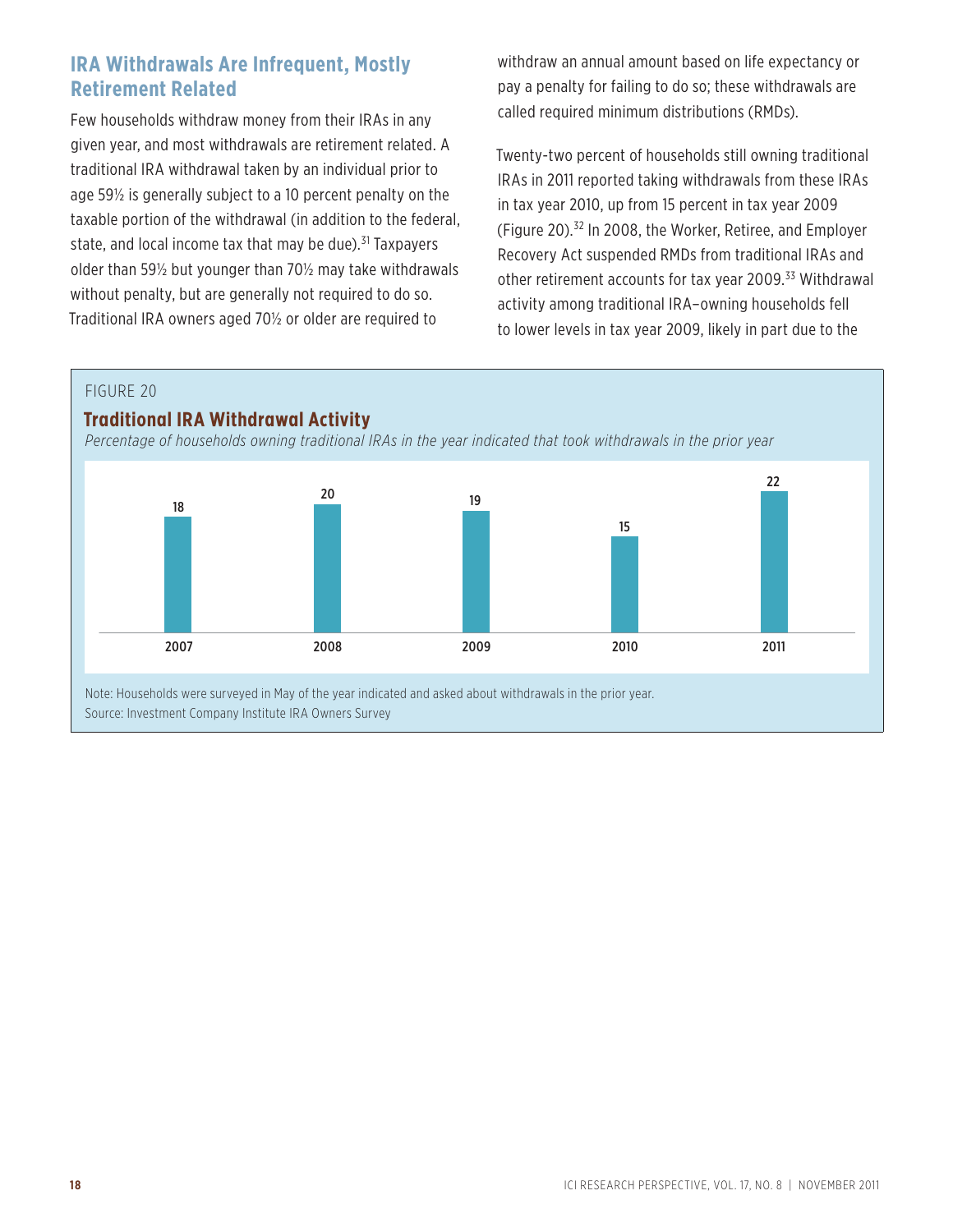## IRA Withdrawals Are Infrequent, Mostly Retirement Related

Few households withdraw money from their IRAs in any given year, and most withdrawals are retirement related. A traditional IRA withdrawal taken by an individual prior to age 59½ is generally subject to a 10 percent penalty on the taxable portion of the withdrawal (in addition to the federal, state, and local income tax that may be due).[31] Taxpayers older than 59½ but younger than 70½ may take withdrawals without penalty, but are generally not required to do so. Traditional IRA owners aged 70½ or older are required to withdraw an annual amount based on life expectancy or pay a penalty for failing to do so; these withdrawals are called required minimum distributions (RMDs).

Twenty-two percent of households still owning traditional IRAs in 2011 reported taking withdrawals from these IRAs in tax year 2010, up from 15 percent in tax year 2009 (Figure 20).[32] In 2008, the Worker, Retiree, and Employer Recovery Act suspended RMDs from traditional IRAs and other retirement accounts for tax year 2009.[33] Withdrawal activity among traditional IRA–owning households fell to lower levels in tax year 2009, likely in part due to the

FIGURE 20

**Traditional IRA Withdrawal Activity**

*Percentage of households owning traditional IRAs in the year indicated that took withdrawals in the prior year*

| Year | Percent |
|---|---|
| 2007 | 18 |
| 2008 | 20 |
| 2009 | 19 |
| 2010 | 15 |
| 2011 | 22 |

Note: Households were surveyed in May of the year indicated and asked about withdrawals in the prior year.
Source: Investment Company Institute IRA Owners Survey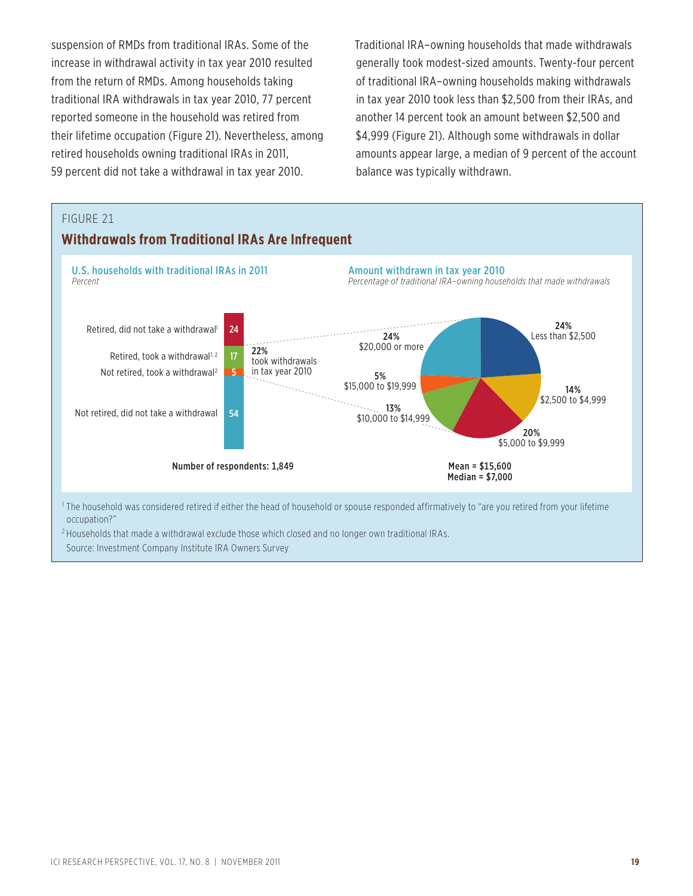suspension of RMDs from traditional IRAs. Some of the increase in withdrawal activity in tax year 2010 resulted from the return of RMDs. Among households taking traditional IRA withdrawals in tax year 2010, 77 percent reported someone in the household was retired from their lifetime occupation (Figure 21). Nevertheless, among retired households owning traditional IRAs in 2011, 59 percent did not take a withdrawal in tax year 2010.

Traditional IRA–owning households that made withdrawals generally took modest-sized amounts. Twenty-four percent of traditional IRA–owning households making withdrawals in tax year 2010 took less than $2,500 from their IRAs, and another 14 percent took an amount between $2,500 and $4,999 (Figure 21). Although some withdrawals in dollar amounts appear large, a median of 9 percent of the account balance was typically withdrawn.

FIGURE 21

## Withdrawals from Traditional IRAs Are Infrequent

**U.S. households with traditional IRAs in 2011**
*Percent*

| Category | Percent |
|---|---|
| Retired, did not take a withdrawal[1] | 24 |
| Retired, took a withdrawal[1,2] | 17 |
| Not retired, took a withdrawal[2] | 5 |
| Not retired, did not take a withdrawal | 54 |

22% took withdrawals in tax year 2010

Number of respondents: 1,849

**Amount withdrawn in tax year 2010**
*Percentage of traditional IRA–owning households that made withdrawals*

| Amount | Percent |
|---|---|
| Less than $2,500 | 24% |
| $2,500 to $4,999 | 14% |
| $5,000 to $9,999 | 20% |
| $10,000 to $14,999 | 13% |
| $15,000 to $19,999 | 5% |
| $20,000 or more | 24% |

Mean = $15,600
Median = $7,000

[1] The household was considered retired if either the head of household or spouse responded affirmatively to "are you retired from your lifetime occupation?"

[2] Households that made a withdrawal exclude those which closed and no longer own traditional IRAs.

Source: Investment Company Institute IRA Owners Survey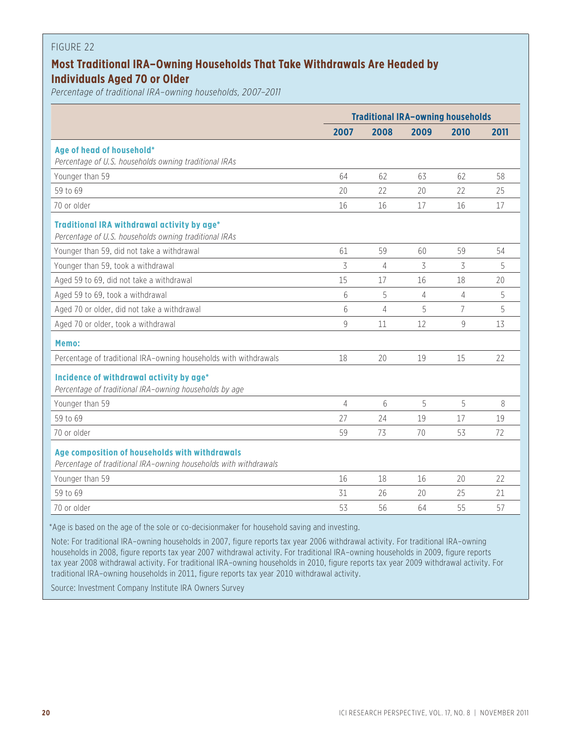FIGURE 22

## Most Traditional IRA–Owning Households That Take Withdrawals Are Headed by Individuals Aged 70 or Older

*Percentage of traditional IRA–owning households, 2007–2011*

| | Traditional IRA–owning households | | | | |
|---|---|---|---|---|---|
| | **2007** | **2008** | **2009** | **2010** | **2011** |
| **Age of head of household*** *Percentage of U.S. households owning traditional IRAs* | | | | | |
| Younger than 59 | 64 | 62 | 63 | 62 | 58 |
| 59 to 69 | 20 | 22 | 20 | 22 | 25 |
| 70 or older | 16 | 16 | 17 | 16 | 17 |
| **Traditional IRA withdrawal activity by age*** *Percentage of U.S. households owning traditional IRAs* | | | | | |
| Younger than 59, did not take a withdrawal | 61 | 59 | 60 | 59 | 54 |
| Younger than 59, took a withdrawal | 3 | 4 | 3 | 3 | 5 |
| Aged 59 to 69, did not take a withdrawal | 15 | 17 | 16 | 18 | 20 |
| Aged 59 to 69, took a withdrawal | 6 | 5 | 4 | 4 | 5 |
| Aged 70 or older, did not take a withdrawal | 6 | 4 | 5 | 7 | 5 |
| Aged 70 or older, took a withdrawal | 9 | 11 | 12 | 9 | 13 |
| **Memo:** | | | | | |
| Percentage of traditional IRA–owning households with withdrawals | 18 | 20 | 19 | 15 | 22 |
| **Incidence of withdrawal activity by age*** *Percentage of traditional IRA–owning households by age* | | | | | |
| Younger than 59 | 4 | 6 | 5 | 5 | 8 |
| 59 to 69 | 27 | 24 | 19 | 17 | 19 |
| 70 or older | 59 | 73 | 70 | 53 | 72 |
| **Age composition of households with withdrawals** *Percentage of traditional IRA–owning households with withdrawals* | | | | | |
| Younger than 59 | 16 | 18 | 16 | 20 | 22 |
| 59 to 69 | 31 | 26 | 20 | 25 | 21 |
| 70 or older | 53 | 56 | 64 | 55 | 57 |

*Age is based on the age of the sole or co-decisionmaker for household saving and investing.

Note: For traditional IRA–owning households in 2007, figure reports tax year 2006 withdrawal activity. For traditional IRA–owning households in 2008, figure reports tax year 2007 withdrawal activity. For traditional IRA–owning households in 2009, figure reports tax year 2008 withdrawal activity. For traditional IRA–owning households in 2010, figure reports tax year 2009 withdrawal activity. For traditional IRA–owning households in 2011, figure reports tax year 2010 withdrawal activity.

Source: Investment Company Institute IRA Owners Survey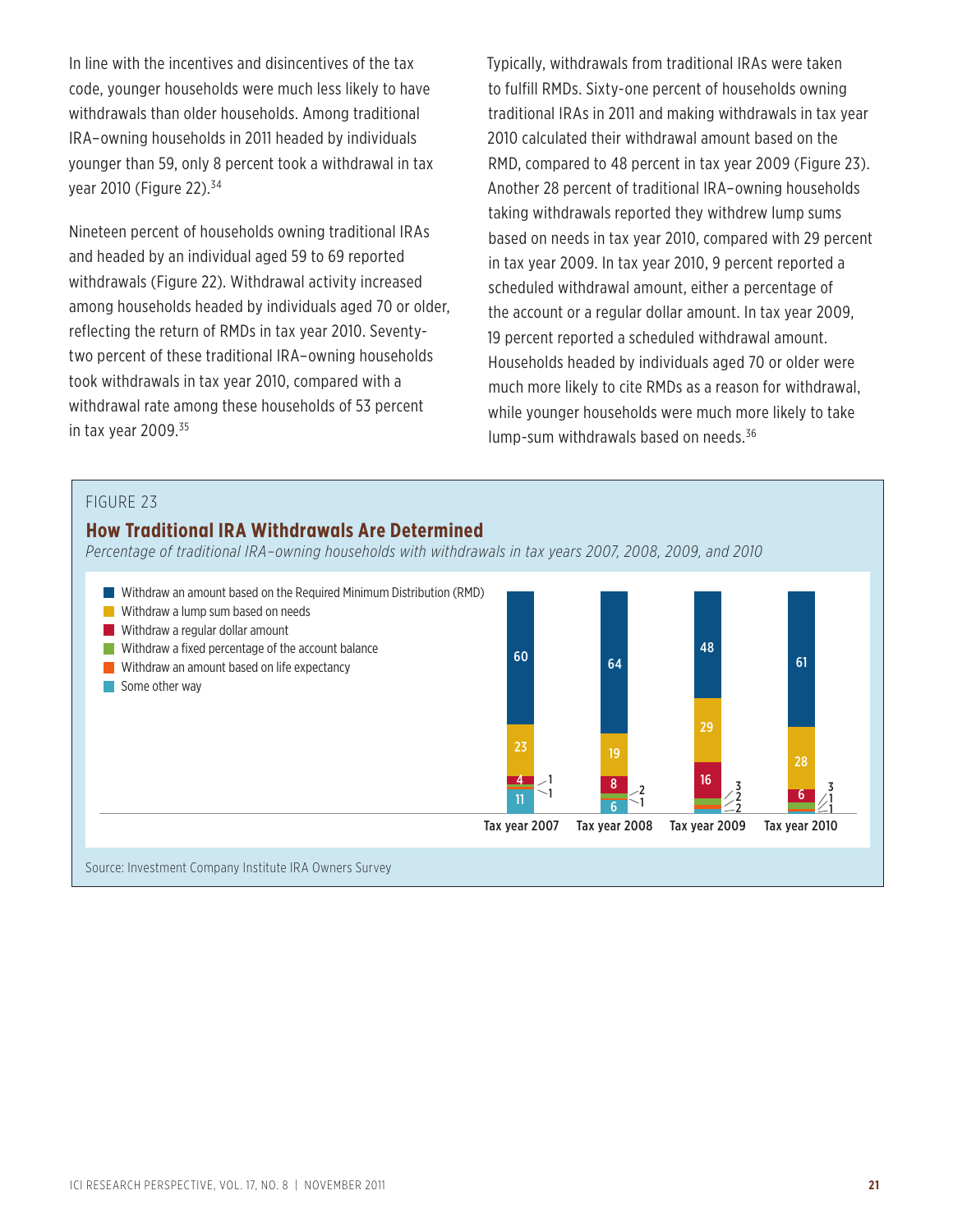In line with the incentives and disincentives of the tax code, younger households were much less likely to have withdrawals than older households. Among traditional IRA–owning households in 2011 headed by individuals younger than 59, only 8 percent took a withdrawal in tax year 2010 (Figure 22).[34]

Nineteen percent of households owning traditional IRAs and headed by an individual aged 59 to 69 reported withdrawals (Figure 22). Withdrawal activity increased among households headed by individuals aged 70 or older, reflecting the return of RMDs in tax year 2010. Seventy-two percent of these traditional IRA–owning households took withdrawals in tax year 2010, compared with a withdrawal rate among these households of 53 percent in tax year 2009.[35]

Typically, withdrawals from traditional IRAs were taken to fulfill RMDs. Sixty-one percent of households owning traditional IRAs in 2011 and making withdrawals in tax year 2010 calculated their withdrawal amount based on the RMD, compared to 48 percent in tax year 2009 (Figure 23). Another 28 percent of traditional IRA–owning households taking withdrawals reported they withdrew lump sums based on needs in tax year 2010, compared with 29 percent in tax year 2009. In tax year 2010, 9 percent reported a scheduled withdrawal amount, either a percentage of the account or a regular dollar amount. In tax year 2009, 19 percent reported a scheduled withdrawal amount. Households headed by individuals aged 70 or older were much more likely to cite RMDs as a reason for withdrawal, while younger households were much more likely to take lump-sum withdrawals based on needs.[36]

FIGURE 23

## How Traditional IRA Withdrawals Are Determined

*Percentage of traditional IRA–owning households with withdrawals in tax years 2007, 2008, 2009, and 2010*

| | Tax year 2007 | Tax year 2008 | Tax year 2009 | Tax year 2010 |
|---|---|---|---|---|
| Withdraw an amount based on the Required Minimum Distribution (RMD) | 60 | 64 | 48 | 61 |
| Withdraw a lump sum based on needs | 23 | 19 | 29 | 28 |
| Withdraw a regular dollar amount | 4 | 8 | 16 | 6 |
| Withdraw a fixed percentage of the account balance | 1 | 2 | 3 | 3 |
| Withdraw an amount based on life expectancy | 1 | 1 | 2 | 1 |
| Some other way | 11 | 6 | 2 | 1 |

Source: Investment Company Institute IRA Owners Survey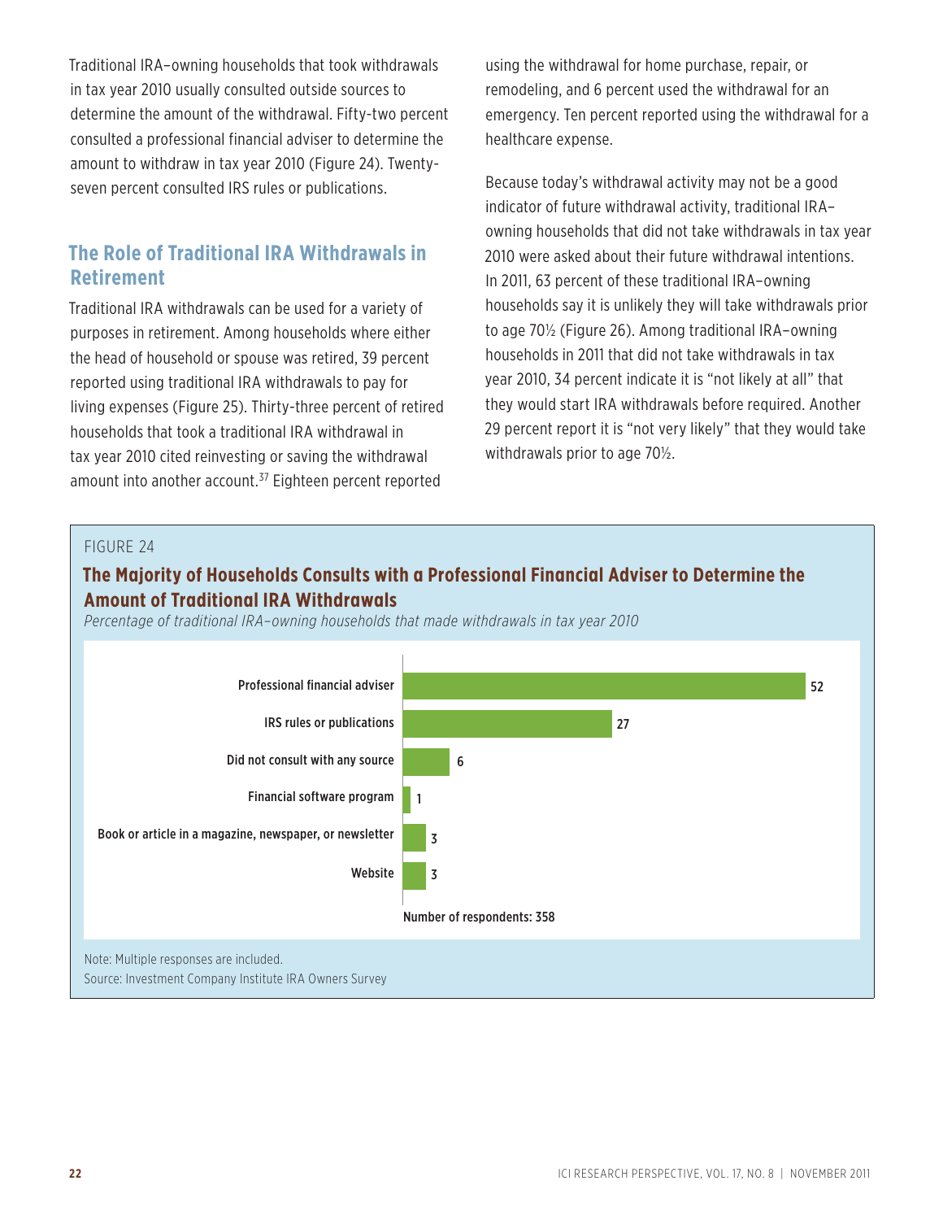Traditional IRA–owning households that took withdrawals in tax year 2010 usually consulted outside sources to determine the amount of the withdrawal. Fifty-two percent consulted a professional financial adviser to determine the amount to withdraw in tax year 2010 (Figure 24). Twenty-seven percent consulted IRS rules or publications.

## The Role of Traditional IRA Withdrawals in Retirement

Traditional IRA withdrawals can be used for a variety of purposes in retirement. Among households where either the head of household or spouse was retired, 39 percent reported using traditional IRA withdrawals to pay for living expenses (Figure 25). Thirty-three percent of retired households that took a traditional IRA withdrawal in tax year 2010 cited reinvesting or saving the withdrawal amount into another account.[37] Eighteen percent reported using the withdrawal for home purchase, repair, or remodeling, and 6 percent used the withdrawal for an emergency. Ten percent reported using the withdrawal for a healthcare expense.

Because today's withdrawal activity may not be a good indicator of future withdrawal activity, traditional IRA–owning households that did not take withdrawals in tax year 2010 were asked about their future withdrawal intentions. In 2011, 63 percent of these traditional IRA–owning households say it is unlikely they will take withdrawals prior to age 70½ (Figure 26). Among traditional IRA–owning households in 2011 that did not take withdrawals in tax year 2010, 34 percent indicate it is "not likely at all" that they would start IRA withdrawals before required. Another 29 percent report it is "not very likely" that they would take withdrawals prior to age 70½.

FIGURE 24

**The Majority of Households Consults with a Professional Financial Adviser to Determine the Amount of Traditional IRA Withdrawals**

*Percentage of traditional IRA–owning households that made withdrawals in tax year 2010*

| Source | Percent |
|---|---|
| Professional financial adviser | 52 |
| IRS rules or publications | 27 |
| Did not consult with any source | 6 |
| Financial software program | 1 |
| Book or article in a magazine, newspaper, or newsletter | 3 |
| Website | 3 |

Number of respondents: 358

Note: Multiple responses are included.

Source: Investment Company Institute IRA Owners Survey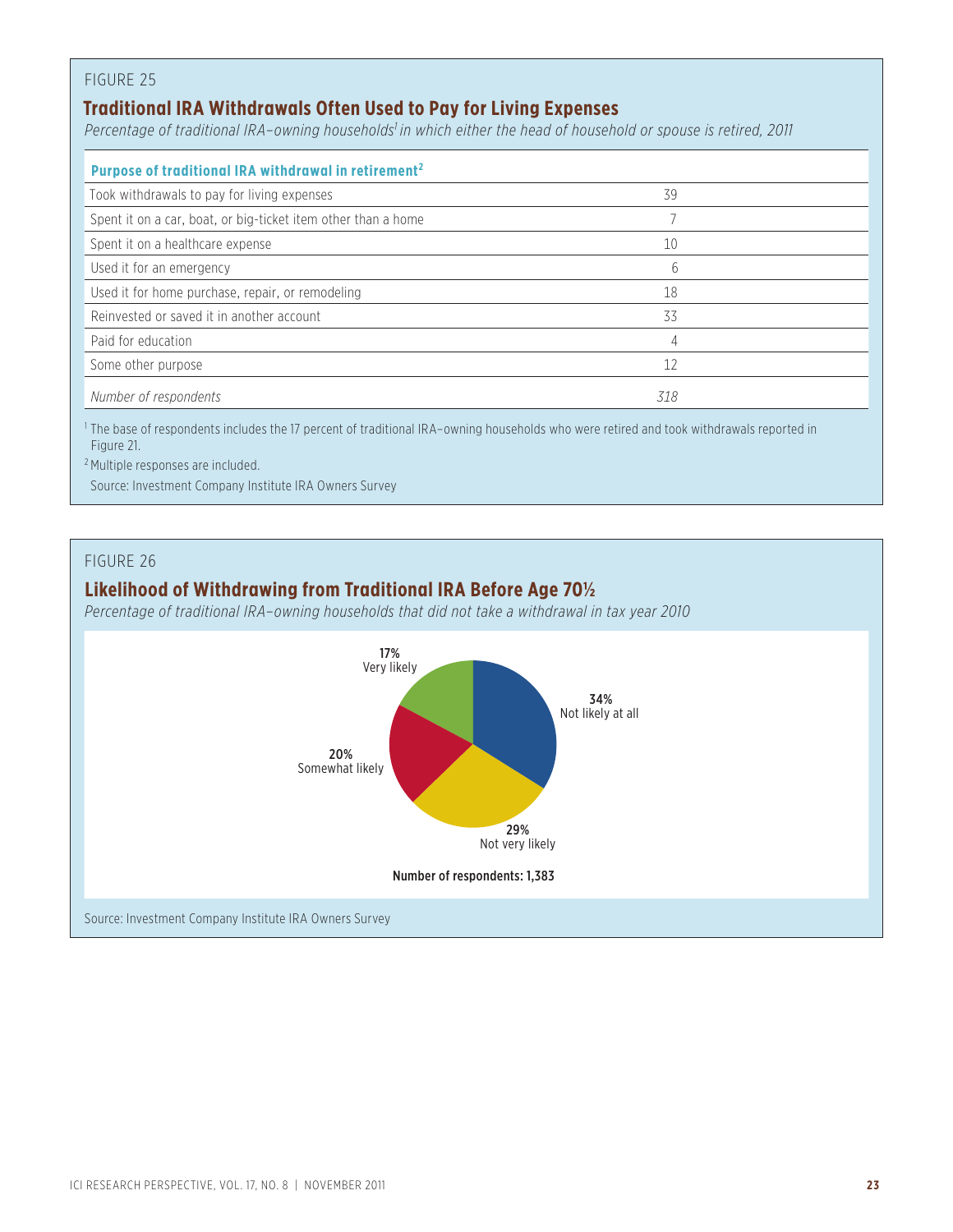FIGURE 25

## Traditional IRA Withdrawals Often Used to Pay for Living Expenses

*Percentage of traditional IRA–owning households[1] in which either the head of household or spouse is retired, 2011*

| Purpose of traditional IRA withdrawal in retirement[2] | |
|---|---|
| Took withdrawals to pay for living expenses | 39 |
| Spent it on a car, boat, or big-ticket item other than a home | 7 |
| Spent it on a healthcare expense | 10 |
| Used it for an emergency | 6 |
| Used it for home purchase, repair, or remodeling | 18 |
| Reinvested or saved it in another account | 33 |
| Paid for education | 4 |
| Some other purpose | 12 |
| *Number of respondents* | *318* |

[1] The base of respondents includes the 17 percent of traditional IRA–owning households who were retired and took withdrawals reported in Figure 21.

[2] Multiple responses are included.

Source: Investment Company Institute IRA Owners Survey

FIGURE 26

## Likelihood of Withdrawing from Traditional IRA Before Age 70½

*Percentage of traditional IRA–owning households that did not take a withdrawal in tax year 2010*

| Likelihood | Percent |
|---|---|
| Very likely | 17% |
| Somewhat likely | 20% |
| Not very likely | 29% |
| Not likely at all | 34% |

Number of respondents: 1,383

Source: Investment Company Institute IRA Owners Survey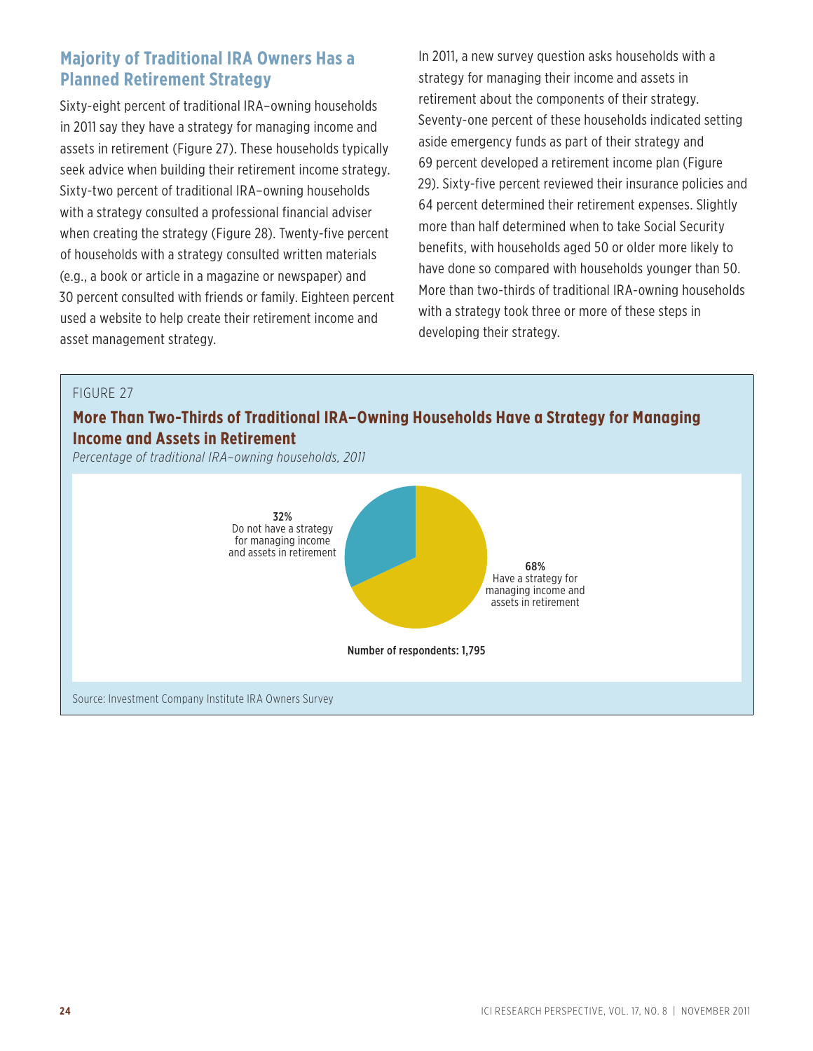## Majority of Traditional IRA Owners Has a Planned Retirement Strategy

Sixty-eight percent of traditional IRA–owning households in 2011 say they have a strategy for managing income and assets in retirement (Figure 27). These households typically seek advice when building their retirement income strategy. Sixty-two percent of traditional IRA–owning households with a strategy consulted a professional financial adviser when creating the strategy (Figure 28). Twenty-five percent of households with a strategy consulted written materials (e.g., a book or article in a magazine or newspaper) and 30 percent consulted with friends or family. Eighteen percent used a website to help create their retirement income and asset management strategy.

In 2011, a new survey question asks households with a strategy for managing their income and assets in retirement about the components of their strategy. Seventy-one percent of these households indicated setting aside emergency funds as part of their strategy and 69 percent developed a retirement income plan (Figure 29). Sixty-five percent reviewed their insurance policies and 64 percent determined their retirement expenses. Slightly more than half determined when to take Social Security benefits, with households aged 50 or older more likely to have done so compared with households younger than 50. More than two-thirds of traditional IRA-owning households with a strategy took three or more of these steps in developing their strategy.

FIGURE 27

**More Than Two-Thirds of Traditional IRA–Owning Households Have a Strategy for Managing Income and Assets in Retirement**

*Percentage of traditional IRA–owning households, 2011*

| Response | Percentage |
|---|---|
| Have a strategy for managing income and assets in retirement | 68% |
| Do not have a strategy for managing income and assets in retirement | 32% |

**Number of respondents: 1,795**

Source: Investment Company Institute IRA Owners Survey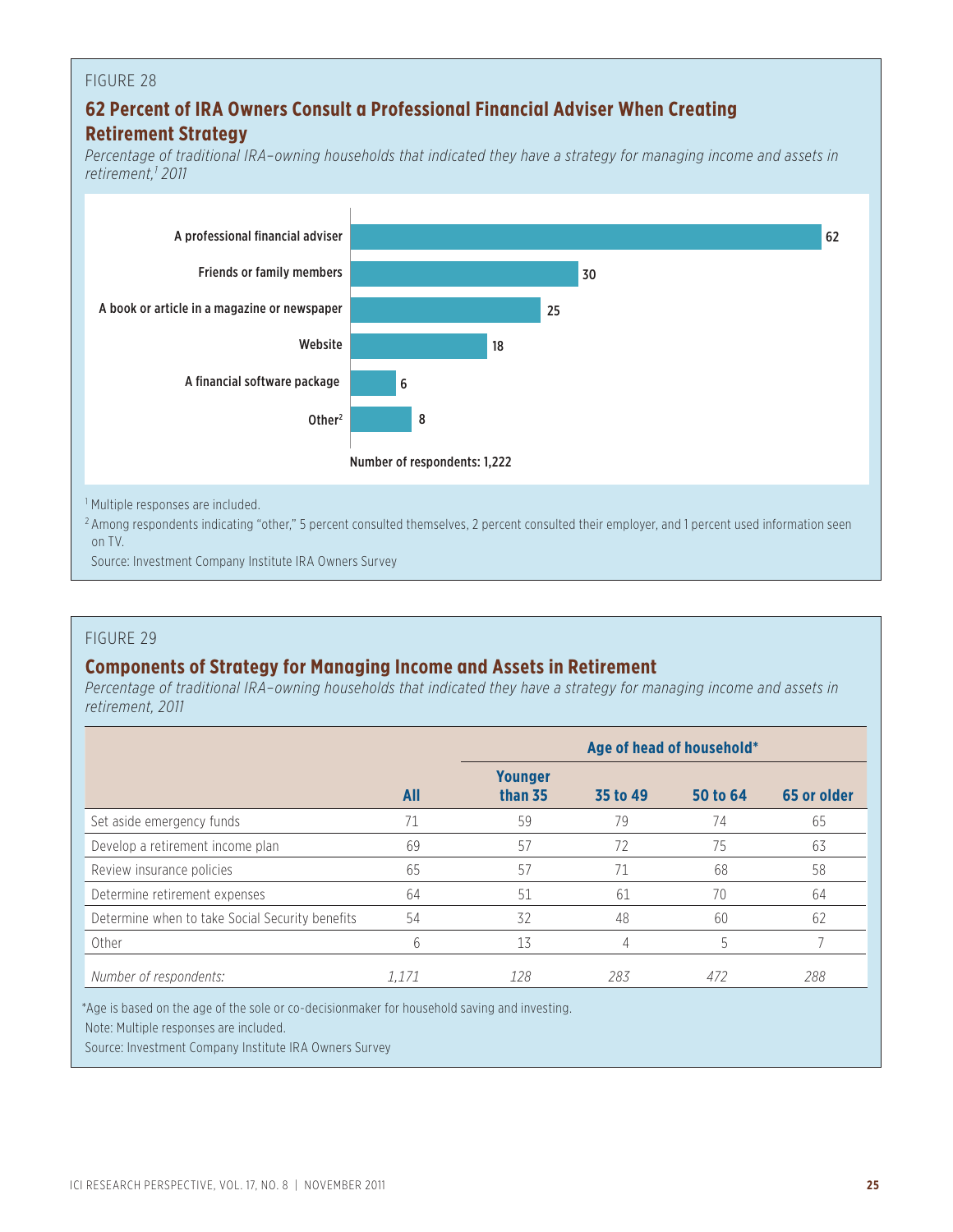FIGURE 28

## 62 Percent of IRA Owners Consult a Professional Financial Adviser When Creating Retirement Strategy

*Percentage of traditional IRA–owning households that indicated they have a strategy for managing income and assets in retirement,[1] 2011*

| Source | Percent |
|---|---|
| A professional financial adviser | 62 |
| Friends or family members | 30 |
| A book or article in a magazine or newspaper | 25 |
| Website | 18 |
| A financial software package | 6 |
| Other[2] | 8 |

Number of respondents: 1,222

[1] Multiple responses are included.

[2] Among respondents indicating "other," 5 percent consulted themselves, 2 percent consulted their employer, and 1 percent used information seen on TV.

Source: Investment Company Institute IRA Owners Survey

FIGURE 29

## Components of Strategy for Managing Income and Assets in Retirement

*Percentage of traditional IRA–owning households that indicated they have a strategy for managing income and assets in retirement, 2011*

| | | Age of head of household* | | | |
|---|---|---|---|---|---|
| | **All** | **Younger than 35** | **35 to 49** | **50 to 64** | **65 or older** |
| Set aside emergency funds | 71 | 59 | 79 | 74 | 65 |
| Develop a retirement income plan | 69 | 57 | 72 | 75 | 63 |
| Review insurance policies | 65 | 57 | 71 | 68 | 58 |
| Determine retirement expenses | 64 | 51 | 61 | 70 | 64 |
| Determine when to take Social Security benefits | 54 | 32 | 48 | 60 | 62 |
| Other | 6 | 13 | 4 | 5 | 7 |
| *Number of respondents:* | *1,171* | *128* | *283* | *472* | *288* |

*Age is based on the age of the sole or co-decisionmaker for household saving and investing.

Note: Multiple responses are included.

Source: Investment Company Institute IRA Owners Survey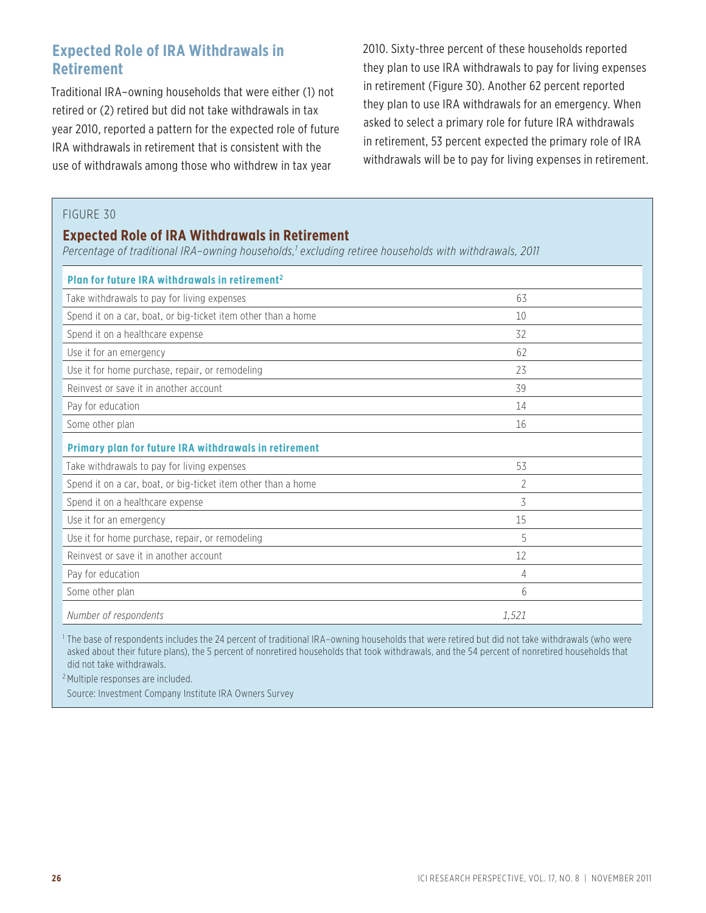## Expected Role of IRA Withdrawals in Retirement

Traditional IRA–owning households that were either (1) not retired or (2) retired but did not take withdrawals in tax year 2010, reported a pattern for the expected role of future IRA withdrawals in retirement that is consistent with the use of withdrawals among those who withdrew in tax year 2010. Sixty-three percent of these households reported they plan to use IRA withdrawals to pay for living expenses in retirement (Figure 30). Another 62 percent reported they plan to use IRA withdrawals for an emergency. When asked to select a primary role for future IRA withdrawals in retirement, 53 percent expected the primary role of IRA withdrawals will be to pay for living expenses in retirement.

FIGURE 30

### Expected Role of IRA Withdrawals in Retirement

*Percentage of traditional IRA–owning households,[1] excluding retiree households with withdrawals, 2011*

| | |
|---|---|
| **Plan for future IRA withdrawals in retirement[2]** | |
| Take withdrawals to pay for living expenses | 63 |
| Spend it on a car, boat, or big-ticket item other than a home | 10 |
| Spend it on a healthcare expense | 32 |
| Use it for an emergency | 62 |
| Use it for home purchase, repair, or remodeling | 23 |
| Reinvest or save it in another account | 39 |
| Pay for education | 14 |
| Some other plan | 16 |
| **Primary plan for future IRA withdrawals in retirement** | |
| Take withdrawals to pay for living expenses | 53 |
| Spend it on a car, boat, or big-ticket item other than a home | 2 |
| Spend it on a healthcare expense | 3 |
| Use it for an emergency | 15 |
| Use it for home purchase, repair, or remodeling | 5 |
| Reinvest or save it in another account | 12 |
| Pay for education | 4 |
| Some other plan | 6 |
| *Number of respondents* | *1,521* |

[1] The base of respondents includes the 24 percent of traditional IRA–owning households that were retired but did not take withdrawals (who were asked about their future plans), the 5 percent of nonretired households that took withdrawals, and the 54 percent of nonretired households that did not take withdrawals.

[2] Multiple responses are included.

Source: Investment Company Institute IRA Owners Survey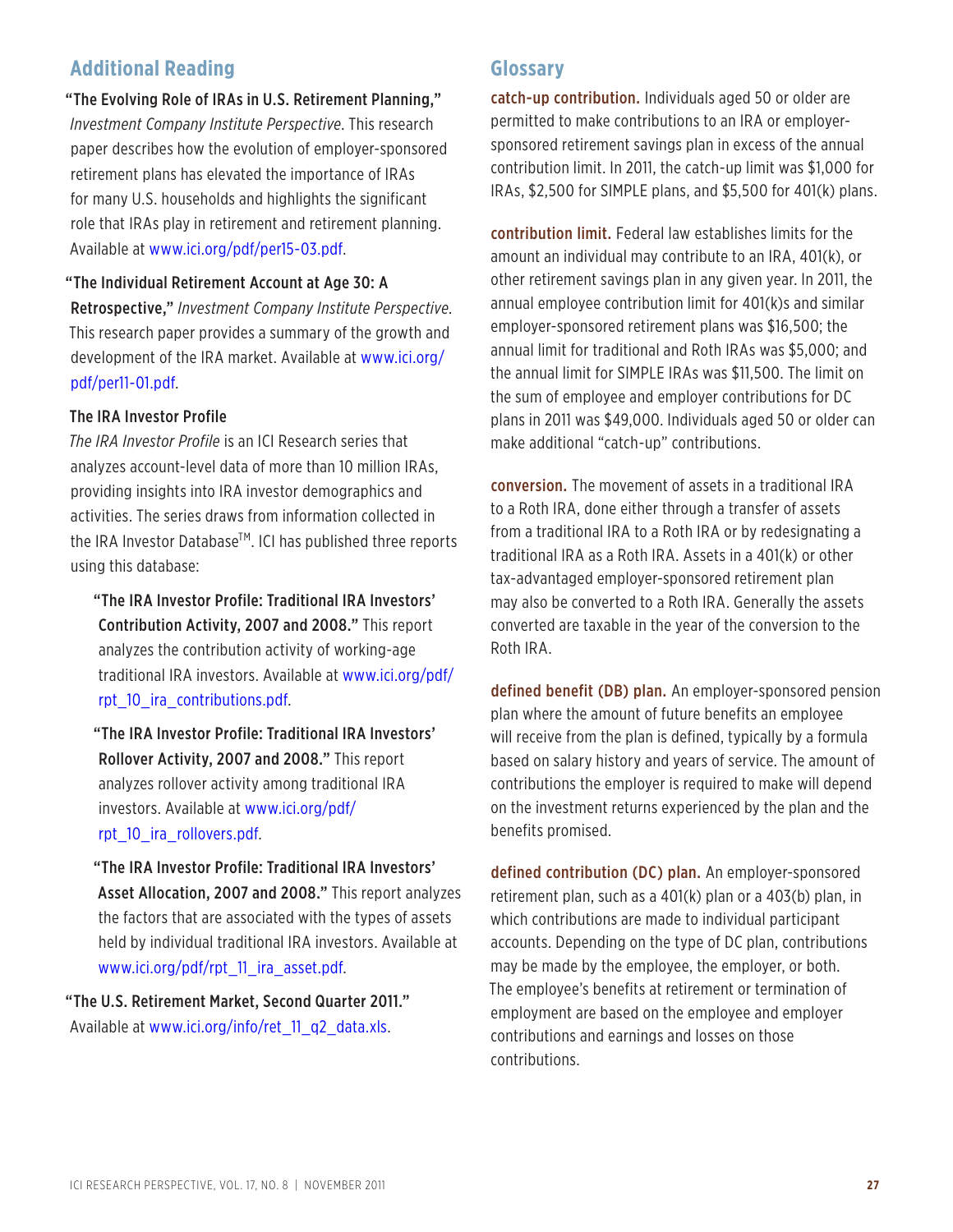## Additional Reading

**"The Evolving Role of IRAs in U.S. Retirement Planning,"** *Investment Company Institute Perspective*. This research paper describes how the evolution of employer-sponsored retirement plans has elevated the importance of IRAs for many U.S. households and highlights the significant role that IRAs play in retirement and retirement planning. Available at www.ici.org/pdf/per15-03.pdf.

**"The Individual Retirement Account at Age 30: A Retrospective,"** *Investment Company Institute Perspective*. This research paper provides a summary of the growth and development of the IRA market. Available at www.ici.org/pdf/per11-01.pdf.

**The IRA Investor Profile**

*The IRA Investor Profile* is an ICI Research series that analyzes account-level data of more than 10 million IRAs, providing insights into IRA investor demographics and activities. The series draws from information collected in the IRA Investor Database™. ICI has published three reports using this database:

- **"The IRA Investor Profile: Traditional IRA Investors' Contribution Activity, 2007 and 2008."** This report analyzes the contribution activity of working-age traditional IRA investors. Available at www.ici.org/pdf/rpt_10_ira_contributions.pdf.
- **"The IRA Investor Profile: Traditional IRA Investors' Rollover Activity, 2007 and 2008."** This report analyzes rollover activity among traditional IRA investors. Available at www.ici.org/pdf/rpt_10_ira_rollovers.pdf.
- **"The IRA Investor Profile: Traditional IRA Investors' Asset Allocation, 2007 and 2008."** This report analyzes the factors that are associated with the types of assets held by individual traditional IRA investors. Available at www.ici.org/pdf/rpt_11_ira_asset.pdf.

**"The U.S. Retirement Market, Second Quarter 2011."** Available at www.ici.org/info/ret_11_q2_data.xls.

## Glossary

**catch-up contribution.** Individuals aged 50 or older are permitted to make contributions to an IRA or employer-sponsored retirement savings plan in excess of the annual contribution limit. In 2011, the catch-up limit was $1,000 for IRAs, $2,500 for SIMPLE plans, and $5,500 for 401(k) plans.

**contribution limit.** Federal law establishes limits for the amount an individual may contribute to an IRA, 401(k), or other retirement savings plan in any given year. In 2011, the annual employee contribution limit for 401(k)s and similar employer-sponsored retirement plans was $16,500; the annual limit for traditional and Roth IRAs was $5,000; and the annual limit for SIMPLE IRAs was $11,500. The limit on the sum of employee and employer contributions for DC plans in 2011 was $49,000. Individuals aged 50 or older can make additional "catch-up" contributions.

**conversion.** The movement of assets in a traditional IRA to a Roth IRA, done either through a transfer of assets from a traditional IRA to a Roth IRA or by redesignating a traditional IRA as a Roth IRA. Assets in a 401(k) or other tax-advantaged employer-sponsored retirement plan may also be converted to a Roth IRA. Generally the assets converted are taxable in the year of the conversion to the Roth IRA.

**defined benefit (DB) plan.** An employer-sponsored pension plan where the amount of future benefits an employee will receive from the plan is defined, typically by a formula based on salary history and years of service. The amount of contributions the employer is required to make will depend on the investment returns experienced by the plan and the benefits promised.

**defined contribution (DC) plan.** An employer-sponsored retirement plan, such as a 401(k) plan or a 403(b) plan, in which contributions are made to individual participant accounts. Depending on the type of DC plan, contributions may be made by the employee, the employer, or both. The employee's benefits at retirement or termination of employment are based on the employee and employer contributions and earnings and losses on those contributions.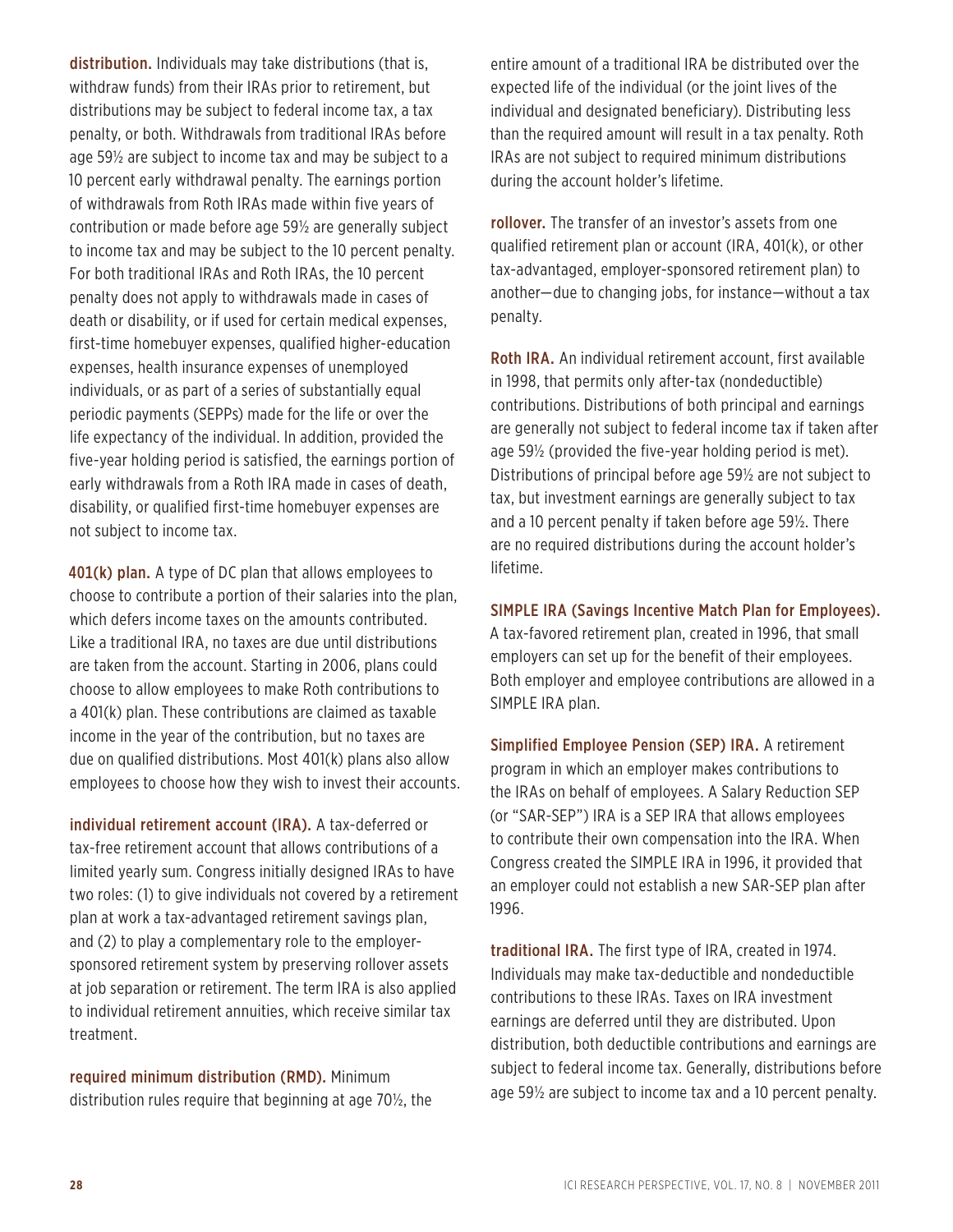**distribution.** Individuals may take distributions (that is, withdraw funds) from their IRAs prior to retirement, but distributions may be subject to federal income tax, a tax penalty, or both. Withdrawals from traditional IRAs before age 59½ are subject to income tax and may be subject to a 10 percent early withdrawal penalty. The earnings portion of withdrawals from Roth IRAs made within five years of contribution or made before age 59½ are generally subject to income tax and may be subject to the 10 percent penalty. For both traditional IRAs and Roth IRAs, the 10 percent penalty does not apply to withdrawals made in cases of death or disability, or if used for certain medical expenses, first-time homebuyer expenses, qualified higher-education expenses, health insurance expenses of unemployed individuals, or as part of a series of substantially equal periodic payments (SEPPs) made for the life or over the life expectancy of the individual. In addition, provided the five-year holding period is satisfied, the earnings portion of early withdrawals from a Roth IRA made in cases of death, disability, or qualified first-time homebuyer expenses are not subject to income tax.

**401(k) plan.** A type of DC plan that allows employees to choose to contribute a portion of their salaries into the plan, which defers income taxes on the amounts contributed. Like a traditional IRA, no taxes are due until distributions are taken from the account. Starting in 2006, plans could choose to allow employees to make Roth contributions to a 401(k) plan. These contributions are claimed as taxable income in the year of the contribution, but no taxes are due on qualified distributions. Most 401(k) plans also allow employees to choose how they wish to invest their accounts.

**individual retirement account (IRA).** A tax-deferred or tax-free retirement account that allows contributions of a limited yearly sum. Congress initially designed IRAs to have two roles: (1) to give individuals not covered by a retirement plan at work a tax-advantaged retirement savings plan, and (2) to play a complementary role to the employer-sponsored retirement system by preserving rollover assets at job separation or retirement. The term IRA is also applied to individual retirement annuities, which receive similar tax treatment.

**required minimum distribution (RMD).** Minimum distribution rules require that beginning at age 70½, the entire amount of a traditional IRA be distributed over the expected life of the individual (or the joint lives of the individual and designated beneficiary). Distributing less than the required amount will result in a tax penalty. Roth IRAs are not subject to required minimum distributions during the account holder's lifetime.

**rollover.** The transfer of an investor's assets from one qualified retirement plan or account (IRA, 401(k), or other tax-advantaged, employer-sponsored retirement plan) to another—due to changing jobs, for instance—without a tax penalty.

**Roth IRA.** An individual retirement account, first available in 1998, that permits only after-tax (nondeductible) contributions. Distributions of both principal and earnings are generally not subject to federal income tax if taken after age 59½ (provided the five-year holding period is met). Distributions of principal before age 59½ are not subject to tax, but investment earnings are generally subject to tax and a 10 percent penalty if taken before age 59½. There are no required distributions during the account holder's lifetime.

**SIMPLE IRA (Savings Incentive Match Plan for Employees).** A tax-favored retirement plan, created in 1996, that small employers can set up for the benefit of their employees. Both employer and employee contributions are allowed in a SIMPLE IRA plan.

**Simplified Employee Pension (SEP) IRA.** A retirement program in which an employer makes contributions to the IRAs on behalf of employees. A Salary Reduction SEP (or "SAR-SEP") IRA is a SEP IRA that allows employees to contribute their own compensation into the IRA. When Congress created the SIMPLE IRA in 1996, it provided that an employer could not establish a new SAR-SEP plan after 1996.

**traditional IRA.** The first type of IRA, created in 1974. Individuals may make tax-deductible and nondeductible contributions to these IRAs. Taxes on IRA investment earnings are deferred until they are distributed. Upon distribution, both deductible contributions and earnings are subject to federal income tax. Generally, distributions before age 59½ are subject to income tax and a 10 percent penalty.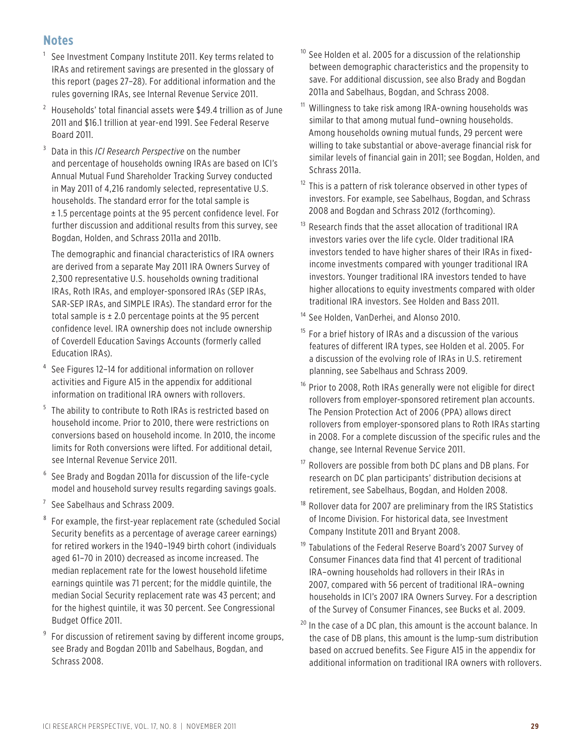## Notes

[1] See Investment Company Institute 2011. Key terms related to IRAs and retirement savings are presented in the glossary of this report (pages 27–28). For additional information and the rules governing IRAs, see Internal Revenue Service 2011.

[2] Households' total financial assets were $49.4 trillion as of June 2011 and $16.1 trillion at year-end 1991. See Federal Reserve Board 2011.

[3] Data in this *ICI Research Perspective* on the number and percentage of households owning IRAs are based on ICI's Annual Mutual Fund Shareholder Tracking Survey conducted in May 2011 of 4,216 randomly selected, representative U.S. households. The standard error for the total sample is ± 1.5 percentage points at the 95 percent confidence level. For further discussion and additional results from this survey, see Bogdan, Holden, and Schrass 2011a and 2011b.

The demographic and financial characteristics of IRA owners are derived from a separate May 2011 IRA Owners Survey of 2,300 representative U.S. households owning traditional IRAs, Roth IRAs, and employer-sponsored IRAs (SEP IRAs, SAR-SEP IRAs, and SIMPLE IRAs). The standard error for the total sample is ± 2.0 percentage points at the 95 percent confidence level. IRA ownership does not include ownership of Coverdell Education Savings Accounts (formerly called Education IRAs).

[4] See Figures 12–14 for additional information on rollover activities and Figure A15 in the appendix for additional information on traditional IRA owners with rollovers.

[5] The ability to contribute to Roth IRAs is restricted based on household income. Prior to 2010, there were restrictions on conversions based on household income. In 2010, the income limits for Roth conversions were lifted. For additional detail, see Internal Revenue Service 2011.

[6] See Brady and Bogdan 2011a for discussion of the life-cycle model and household survey results regarding savings goals.

[7] See Sabelhaus and Schrass 2009.

[8] For example, the first-year replacement rate (scheduled Social Security benefits as a percentage of average career earnings) for retired workers in the 1940–1949 birth cohort (individuals aged 61–70 in 2010) decreased as income increased. The median replacement rate for the lowest household lifetime earnings quintile was 71 percent; for the middle quintile, the median Social Security replacement rate was 43 percent; and for the highest quintile, it was 30 percent. See Congressional Budget Office 2011.

[9] For discussion of retirement saving by different income groups, see Brady and Bogdan 2011b and Sabelhaus, Bogdan, and Schrass 2008.

[10] See Holden et al. 2005 for a discussion of the relationship between demographic characteristics and the propensity to save. For additional discussion, see also Brady and Bogdan 2011a and Sabelhaus, Bogdan, and Schrass 2008.

[11] Willingness to take risk among IRA-owning households was similar to that among mutual fund–owning households. Among households owning mutual funds, 29 percent were willing to take substantial or above-average financial risk for similar levels of financial gain in 2011; see Bogdan, Holden, and Schrass 2011a.

[12] This is a pattern of risk tolerance observed in other types of investors. For example, see Sabelhaus, Bogdan, and Schrass 2008 and Bogdan and Schrass 2012 (forthcoming).

[13] Research finds that the asset allocation of traditional IRA investors varies over the life cycle. Older traditional IRA investors tended to have higher shares of their IRAs in fixed-income investments compared with younger traditional IRA investors. Younger traditional IRA investors tended to have higher allocations to equity investments compared with older traditional IRA investors. See Holden and Bass 2011.

[14] See Holden, VanDerhei, and Alonso 2010.

[15] For a brief history of IRAs and a discussion of the various features of different IRA types, see Holden et al. 2005. For a discussion of the evolving role of IRAs in U.S. retirement planning, see Sabelhaus and Schrass 2009.

[16] Prior to 2008, Roth IRAs generally were not eligible for direct rollovers from employer-sponsored retirement plan accounts. The Pension Protection Act of 2006 (PPA) allows direct rollovers from employer-sponsored plans to Roth IRAs starting in 2008. For a complete discussion of the specific rules and the change, see Internal Revenue Service 2011.

[17] Rollovers are possible from both DC plans and DB plans. For research on DC plan participants' distribution decisions at retirement, see Sabelhaus, Bogdan, and Holden 2008.

[18] Rollover data for 2007 are preliminary from the IRS Statistics of Income Division. For historical data, see Investment Company Institute 2011 and Bryant 2008.

[19] Tabulations of the Federal Reserve Board's 2007 Survey of Consumer Finances data find that 41 percent of traditional IRA–owning households had rollovers in their IRAs in 2007, compared with 56 percent of traditional IRA–owning households in ICI's 2007 IRA Owners Survey. For a description of the Survey of Consumer Finances, see Bucks et al. 2009.

[20] In the case of a DC plan, this amount is the account balance. In the case of DB plans, this amount is the lump-sum distribution based on accrued benefits. See Figure A15 in the appendix for additional information on traditional IRA owners with rollovers.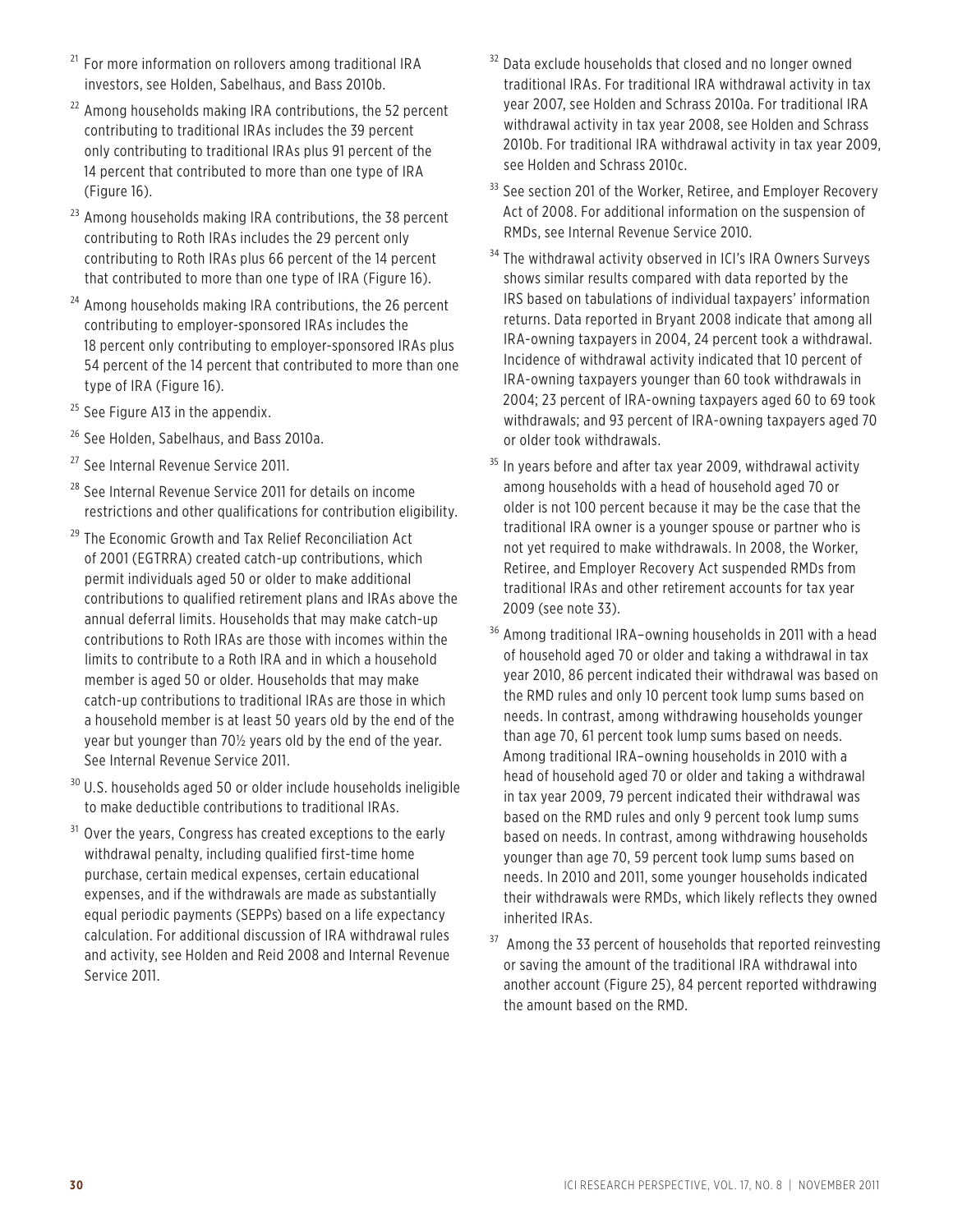[21] For more information on rollovers among traditional IRA investors, see Holden, Sabelhaus, and Bass 2010b.

[22] Among households making IRA contributions, the 52 percent contributing to traditional IRAs includes the 39 percent only contributing to traditional IRAs plus 91 percent of the 14 percent that contributed to more than one type of IRA (Figure 16).

[23] Among households making IRA contributions, the 38 percent contributing to Roth IRAs includes the 29 percent only contributing to Roth IRAs plus 66 percent of the 14 percent that contributed to more than one type of IRA (Figure 16).

[24] Among households making IRA contributions, the 26 percent contributing to employer-sponsored IRAs includes the 18 percent only contributing to employer-sponsored IRAs plus 54 percent of the 14 percent that contributed to more than one type of IRA (Figure 16).

[25] See Figure A13 in the appendix.

[26] See Holden, Sabelhaus, and Bass 2010a.

[27] See Internal Revenue Service 2011.

[28] See Internal Revenue Service 2011 for details on income restrictions and other qualifications for contribution eligibility.

[29] The Economic Growth and Tax Relief Reconciliation Act of 2001 (EGTRRA) created catch-up contributions, which permit individuals aged 50 or older to make additional contributions to qualified retirement plans and IRAs above the annual deferral limits. Households that may make catch-up contributions to Roth IRAs are those with incomes within the limits to contribute to a Roth IRA and in which a household member is aged 50 or older. Households that may make catch-up contributions to traditional IRAs are those in which a household member is at least 50 years old by the end of the year but younger than 70½ years old by the end of the year. See Internal Revenue Service 2011.

[30] U.S. households aged 50 or older include households ineligible to make deductible contributions to traditional IRAs.

[31] Over the years, Congress has created exceptions to the early withdrawal penalty, including qualified first-time home purchase, certain medical expenses, certain educational expenses, and if the withdrawals are made as substantially equal periodic payments (SEPPs) based on a life expectancy calculation. For additional discussion of IRA withdrawal rules and activity, see Holden and Reid 2008 and Internal Revenue Service 2011.

[32] Data exclude households that closed and no longer owned traditional IRAs. For traditional IRA withdrawal activity in tax year 2007, see Holden and Schrass 2010a. For traditional IRA withdrawal activity in tax year 2008, see Holden and Schrass 2010b. For traditional IRA withdrawal activity in tax year 2009, see Holden and Schrass 2010c.

[33] See section 201 of the Worker, Retiree, and Employer Recovery Act of 2008. For additional information on the suspension of RMDs, see Internal Revenue Service 2010.

[34] The withdrawal activity observed in ICI's IRA Owners Surveys shows similar results compared with data reported by the IRS based on tabulations of individual taxpayers' information returns. Data reported in Bryant 2008 indicate that among all IRA-owning taxpayers in 2004, 24 percent took a withdrawal. Incidence of withdrawal activity indicated that 10 percent of IRA-owning taxpayers younger than 60 took withdrawals in 2004; 23 percent of IRA-owning taxpayers aged 60 to 69 took withdrawals; and 93 percent of IRA-owning taxpayers aged 70 or older took withdrawals.

[35] In years before and after tax year 2009, withdrawal activity among households with a head of household aged 70 or older is not 100 percent because it may be the case that the traditional IRA owner is a younger spouse or partner who is not yet required to make withdrawals. In 2008, the Worker, Retiree, and Employer Recovery Act suspended RMDs from traditional IRAs and other retirement accounts for tax year 2009 (see note 33).

[36] Among traditional IRA–owning households in 2011 with a head of household aged 70 or older and taking a withdrawal in tax year 2010, 86 percent indicated their withdrawal was based on the RMD rules and only 10 percent took lump sums based on needs. In contrast, among withdrawing households younger than age 70, 61 percent took lump sums based on needs. Among traditional IRA–owning households in 2010 with a head of household aged 70 or older and taking a withdrawal in tax year 2009, 79 percent indicated their withdrawal was based on the RMD rules and only 9 percent took lump sums based on needs. In contrast, among withdrawing households younger than age 70, 59 percent took lump sums based on needs. In 2010 and 2011, some younger households indicated their withdrawals were RMDs, which likely reflects they owned inherited IRAs.

[37] Among the 33 percent of households that reported reinvesting or saving the amount of the traditional IRA withdrawal into another account (Figure 25), 84 percent reported withdrawing the amount based on the RMD.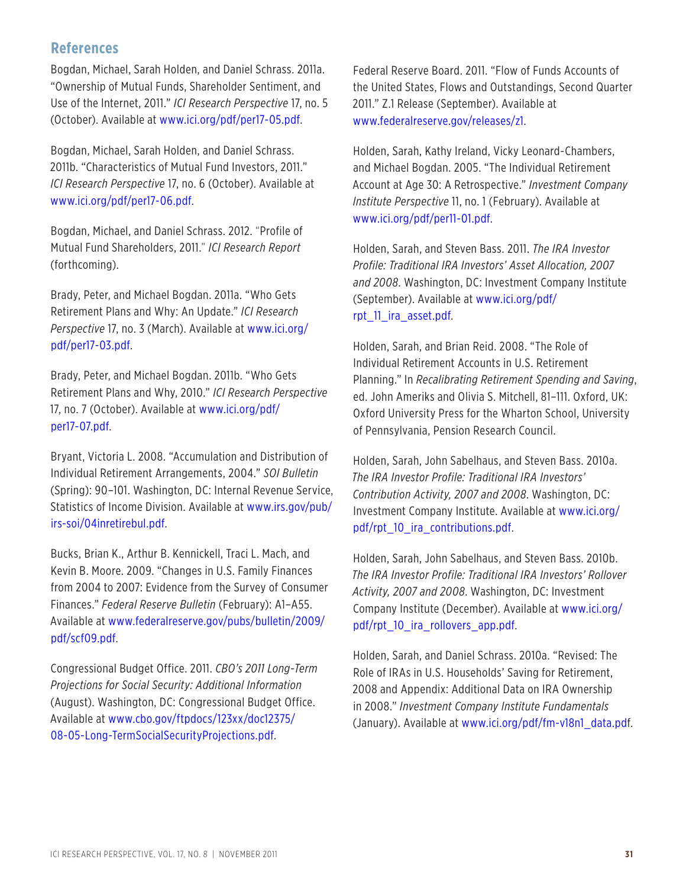## References

Bogdan, Michael, Sarah Holden, and Daniel Schrass. 2011a. "Ownership of Mutual Funds, Shareholder Sentiment, and Use of the Internet, 2011." *ICI Research Perspective* 17, no. 5 (October). Available at www.ici.org/pdf/per17-05.pdf.

Bogdan, Michael, Sarah Holden, and Daniel Schrass. 2011b. "Characteristics of Mutual Fund Investors, 2011." *ICI Research Perspective* 17, no. 6 (October). Available at www.ici.org/pdf/per17-06.pdf.

Bogdan, Michael, and Daniel Schrass. 2012. "Profile of Mutual Fund Shareholders, 2011." *ICI Research Report* (forthcoming).

Brady, Peter, and Michael Bogdan. 2011a. "Who Gets Retirement Plans and Why: An Update." *ICI Research Perspective* 17, no. 3 (March). Available at www.ici.org/pdf/per17-03.pdf.

Brady, Peter, and Michael Bogdan. 2011b. "Who Gets Retirement Plans and Why, 2010." *ICI Research Perspective* 17, no. 7 (October). Available at www.ici.org/pdf/per17-07.pdf.

Bryant, Victoria L. 2008. "Accumulation and Distribution of Individual Retirement Arrangements, 2004." *SOI Bulletin* (Spring): 90–101. Washington, DC: Internal Revenue Service, Statistics of Income Division. Available at www.irs.gov/pub/irs-soi/04inretirebul.pdf.

Bucks, Brian K., Arthur B. Kennickell, Traci L. Mach, and Kevin B. Moore. 2009. "Changes in U.S. Family Finances from 2004 to 2007: Evidence from the Survey of Consumer Finances." *Federal Reserve Bulletin* (February): A1–A55. Available at www.federalreserve.gov/pubs/bulletin/2009/pdf/scf09.pdf.

Congressional Budget Office. 2011. *CBO's 2011 Long-Term Projections for Social Security: Additional Information* (August). Washington, DC: Congressional Budget Office. Available at www.cbo.gov/ftpdocs/123xx/doc12375/08-05-Long-TermSocialSecurityProjections.pdf.

Federal Reserve Board. 2011. "Flow of Funds Accounts of the United States, Flows and Outstandings, Second Quarter 2011." Z.1 Release (September). Available at www.federalreserve.gov/releases/z1.

Holden, Sarah, Kathy Ireland, Vicky Leonard-Chambers, and Michael Bogdan. 2005. "The Individual Retirement Account at Age 30: A Retrospective." *Investment Company Institute Perspective* 11, no. 1 (February). Available at www.ici.org/pdf/per11-01.pdf.

Holden, Sarah, and Steven Bass. 2011. *The IRA Investor Profile: Traditional IRA Investors' Asset Allocation, 2007 and 2008*. Washington, DC: Investment Company Institute (September). Available at www.ici.org/pdf/rpt_11_ira_asset.pdf.

Holden, Sarah, and Brian Reid. 2008. "The Role of Individual Retirement Accounts in U.S. Retirement Planning." In *Recalibrating Retirement Spending and Saving*, ed. John Ameriks and Olivia S. Mitchell, 81–111. Oxford, UK: Oxford University Press for the Wharton School, University of Pennsylvania, Pension Research Council.

Holden, Sarah, John Sabelhaus, and Steven Bass. 2010a. *The IRA Investor Profile: Traditional IRA Investors' Contribution Activity, 2007 and 2008*. Washington, DC: Investment Company Institute. Available at www.ici.org/pdf/rpt_10_ira_contributions.pdf.

Holden, Sarah, John Sabelhaus, and Steven Bass. 2010b. *The IRA Investor Profile: Traditional IRA Investors' Rollover Activity, 2007 and 2008*. Washington, DC: Investment Company Institute (December). Available at www.ici.org/pdf/rpt_10_ira_rollovers_app.pdf.

Holden, Sarah, and Daniel Schrass. 2010a. "Revised: The Role of IRAs in U.S. Households' Saving for Retirement, 2008 and Appendix: Additional Data on IRA Ownership in 2008." *Investment Company Institute Fundamentals* (January). Available at www.ici.org/pdf/fm-v18n1_data.pdf.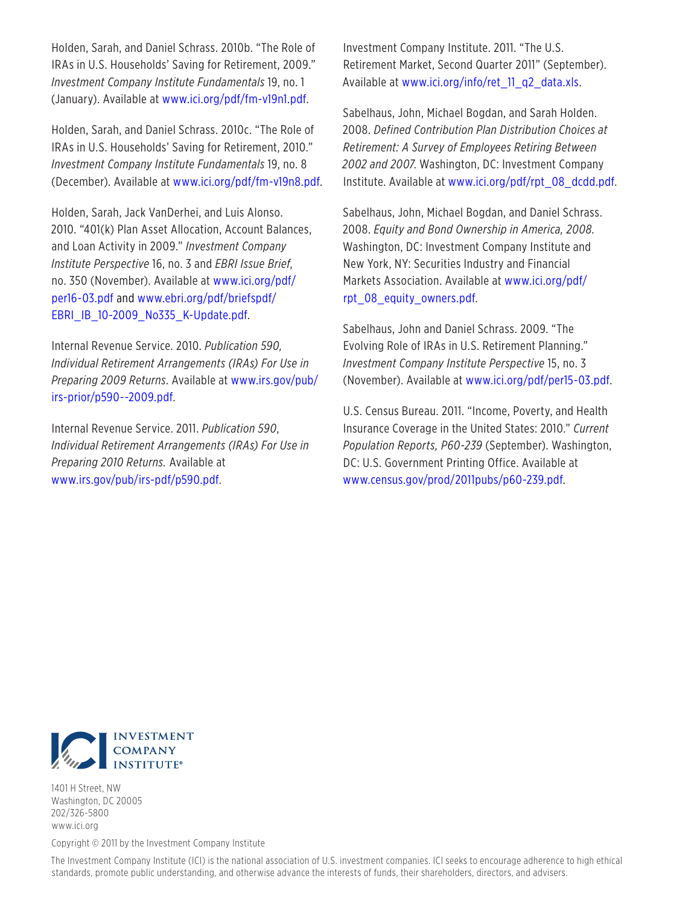Holden, Sarah, and Daniel Schrass. 2010b. "The Role of IRAs in U.S. Households' Saving for Retirement, 2009." *Investment Company Institute Fundamentals* 19, no. 1 (January). Available at www.ici.org/pdf/fm-v19n1.pdf.

Holden, Sarah, and Daniel Schrass. 2010c. "The Role of IRAs in U.S. Households' Saving for Retirement, 2010." *Investment Company Institute Fundamentals* 19, no. 8 (December). Available at www.ici.org/pdf/fm-v19n8.pdf.

Holden, Sarah, Jack VanDerhei, and Luis Alonso. 2010. "401(k) Plan Asset Allocation, Account Balances, and Loan Activity in 2009." *Investment Company Institute Perspective* 16, no. 3 and *EBRI Issue Brief*, no. 350 (November). Available at www.ici.org/pdf/per16-03.pdf and www.ebri.org/pdf/briefspdf/EBRI_IB_10-2009_No335_K-Update.pdf.

Internal Revenue Service. 2010. *Publication 590, Individual Retirement Arrangements (IRAs) For Use in Preparing 2009 Returns*. Available at www.irs.gov/pub/irs-prior/p590--2009.pdf.

Internal Revenue Service. 2011. *Publication 590, Individual Retirement Arrangements (IRAs) For Use in Preparing 2010 Returns.* Available at www.irs.gov/pub/irs-pdf/p590.pdf.

Investment Company Institute. 2011. "The U.S. Retirement Market, Second Quarter 2011" (September). Available at www.ici.org/info/ret_11_q2_data.xls.

Sabelhaus, John, Michael Bogdan, and Sarah Holden. 2008. *Defined Contribution Plan Distribution Choices at Retirement: A Survey of Employees Retiring Between 2002 and 2007.* Washington, DC: Investment Company Institute. Available at www.ici.org/pdf/rpt_08_dcdd.pdf.

Sabelhaus, John, Michael Bogdan, and Daniel Schrass. 2008. *Equity and Bond Ownership in America, 2008.* Washington, DC: Investment Company Institute and New York, NY: Securities Industry and Financial Markets Association. Available at www.ici.org/pdf/rpt_08_equity_owners.pdf.

Sabelhaus, John and Daniel Schrass. 2009. "The Evolving Role of IRAs in U.S. Retirement Planning." *Investment Company Institute Perspective* 15, no. 3 (November). Available at www.ici.org/pdf/per15-03.pdf.

U.S. Census Bureau. 2011. "Income, Poverty, and Health Insurance Coverage in the United States: 2010." *Current Population Reports, P60-239* (September). Washington, DC: U.S. Government Printing Office. Available at www.census.gov/prod/2011pubs/p60-239.pdf.

INVESTMENT COMPANY INSTITUTE®

1401 H Street, NW
Washington, DC 20005
202/326-5800
www.ici.org

Copyright © 2011 by the Investment Company Institute

The Investment Company Institute (ICI) is the national association of U.S. investment companies. ICI seeks to encourage adherence to high ethical standards, promote public understanding, and otherwise advance the interests of funds, their shareholders, directors, and advisers.